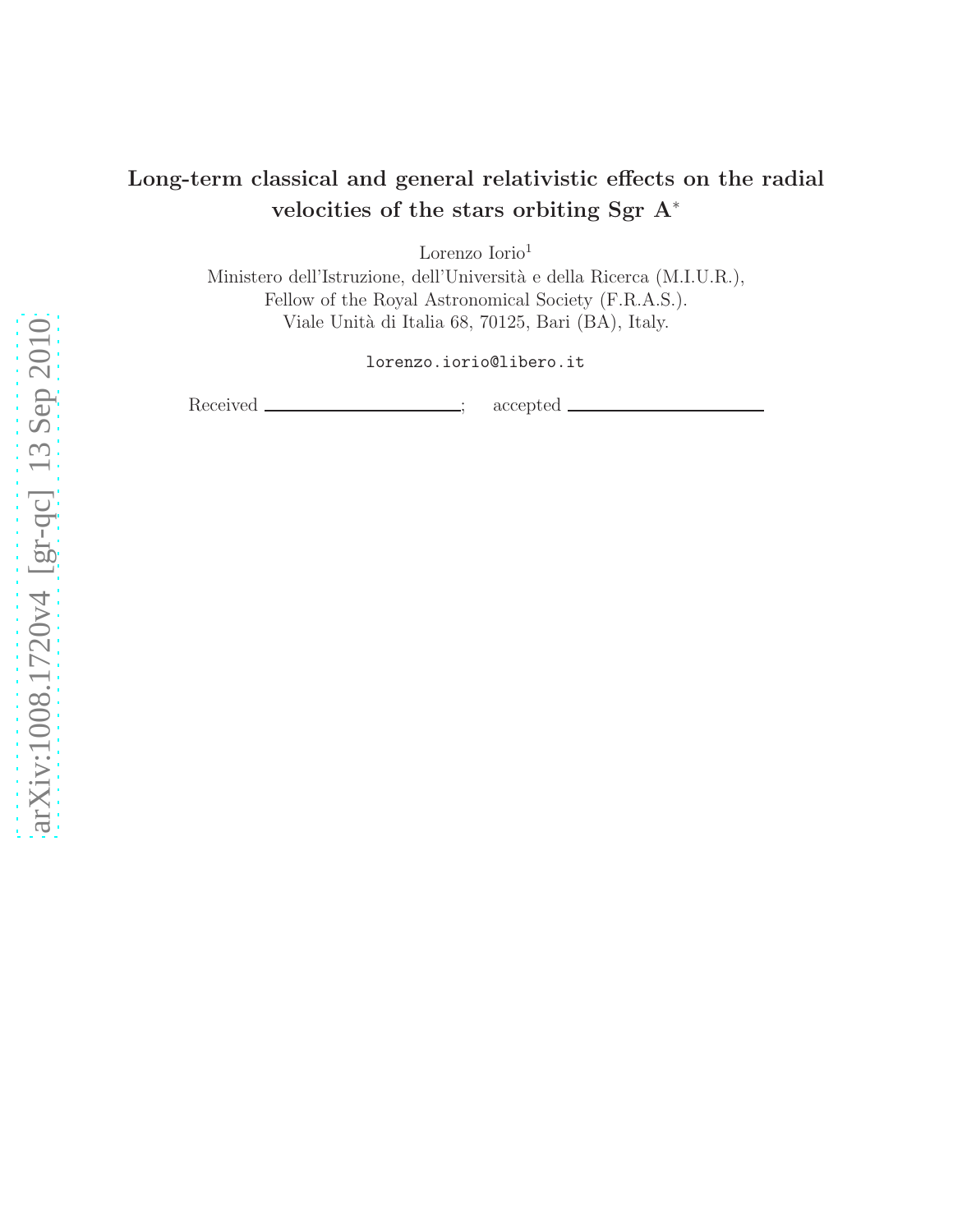# Long-term classical and general relativistic effects on the radial velocities of the stars orbiting Sgr A$^*$

Lorenzo Iorio[1]

Ministero dell'Istruzione, dell'Università e della Ricerca (M.I.U.R.),
Fellow of the Royal Astronomical Society (F.R.A.S.).
Viale Unità di Italia 68, 70125, Bari (BA), Italy.

lorenzo.iorio@libero.it

Received ______________; accepted ______________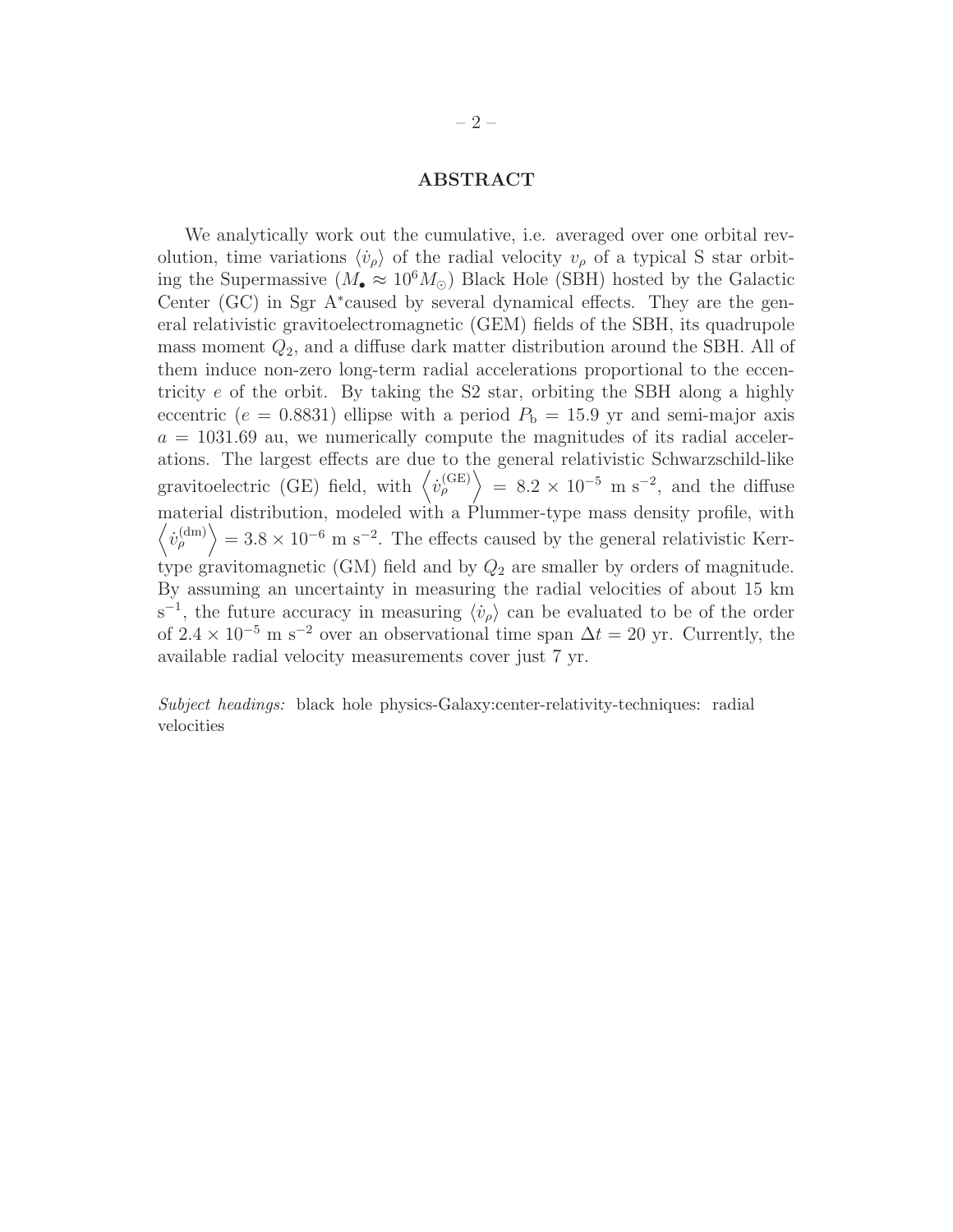## ABSTRACT

We analytically work out the cumulative, i.e. averaged over one orbital revolution, time variations $\langle \dot{v}_\rho \rangle$ of the radial velocity $v_\rho$ of a typical S star orbiting the Supermassive ($M_\bullet \approx 10^6 M_\odot$) Black Hole (SBH) hosted by the Galactic Center (GC) in Sgr A$^*$caused by several dynamical effects. They are the general relativistic gravitoelectromagnetic (GEM) fields of the SBH, its quadrupole mass moment $Q_2$, and a diffuse dark matter distribution around the SBH. All of them induce non-zero long-term radial accelerations proportional to the eccentricity $e$ of the orbit. By taking the S2 star, orbiting the SBH along a highly eccentric ($e = 0.8831$) ellipse with a period $P_\mathrm{b} = 15.9$ yr and semi-major axis $a = 1031.69$ au, we numerically compute the magnitudes of its radial accelerations. The largest effects are due to the general relativistic Schwarzschild-like gravitoelectric (GE) field, with $\left\langle \dot{v}_\rho^{(\mathrm{GE})} \right\rangle = 8.2 \times 10^{-5}$ m s$^{-2}$, and the diffuse material distribution, modeled with a Plummer-type mass density profile, with $\left\langle \dot{v}_\rho^{(\mathrm{dm})} \right\rangle = 3.8 \times 10^{-6}$ m s$^{-2}$. The effects caused by the general relativistic Kerr-type gravitomagnetic (GM) field and by $Q_2$ are smaller by orders of magnitude. By assuming an uncertainty in measuring the radial velocities of about 15 km s$^{-1}$, the future accuracy in measuring $\langle \dot{v}_\rho \rangle$ can be evaluated to be of the order of $2.4 \times 10^{-5}$ m s$^{-2}$ over an observational time span $\Delta t = 20$ yr. Currently, the available radial velocity measurements cover just 7 yr.

*Subject headings:* black hole physics-Galaxy:center-relativity-techniques: radial velocities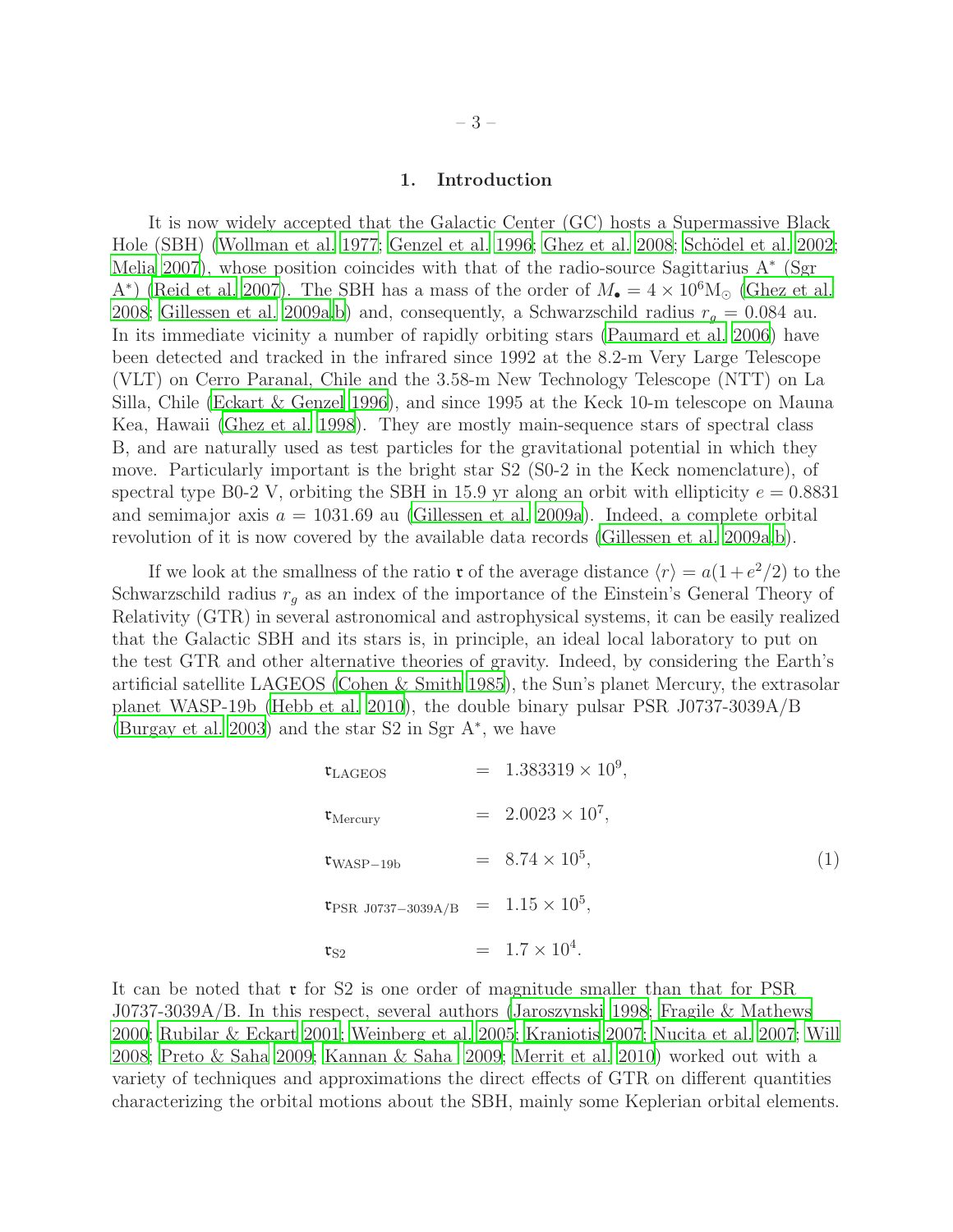## 1. Introduction

It is now widely accepted that the Galactic Center (GC) hosts a Supermassive Black Hole (SBH) (Wollman et al. 1977; Genzel et al. 1996; Ghez et al. 2008; Schödel et al. 2002; Melia 2007), whose position coincides with that of the radio-source Sagittarius A$^*$ (Sgr A$^*$) (Reid et al. 2007). The SBH has a mass of the order of $M_\bullet = 4 \times 10^6 \mathrm{M}_\odot$ (Ghez et al. 2008; Gillessen et al. 2009a,b) and, consequently, a Schwarzschild radius $r_g = 0.084$ au. In its immediate vicinity a number of rapidly orbiting stars (Paumard et al. 2006) have been detected and tracked in the infrared since 1992 at the 8.2-m Very Large Telescope (VLT) on Cerro Paranal, Chile and the 3.58-m New Technology Telescope (NTT) on La Silla, Chile (Eckart & Genzel 1996), and since 1995 at the Keck 10-m telescope on Mauna Kea, Hawaii (Ghez et al. 1998). They are mostly main-sequence stars of spectral class B, and are naturally used as test particles for the gravitational potential in which they move. Particularly important is the bright star S2 (S0-2 in the Keck nomenclature), of spectral type B0-2 V, orbiting the SBH in 15.9 yr along an orbit with ellipticity $e = 0.8831$ and semimajor axis $a = 1031.69$ au (Gillessen et al. 2009a). Indeed, a complete orbital revolution of it is now covered by the available data records (Gillessen et al. 2009a,b).

If we look at the smallness of the ratio $\mathfrak{r}$ of the average distance $\langle r \rangle = a(1+e^2/2)$ to the Schwarzschild radius $r_g$ as an index of the importance of the Einstein's General Theory of Relativity (GTR) in several astronomical and astrophysical systems, it can be easily realized that the Galactic SBH and its stars is, in principle, an ideal local laboratory to put on the test GTR and other alternative theories of gravity. Indeed, by considering the Earth's artificial satellite LAGEOS (Cohen & Smith 1985), the Sun's planet Mercury, the extrasolar planet WASP-19b (Hebb et al. 2010), the double binary pulsar PSR J0737-3039A/B (Burgay et al. 2003) and the star S2 in Sgr A$^*$, we have

$$
\begin{aligned}
\mathfrak{r}_{\mathrm{LAGEOS}} &= 1.383319 \times 10^9, \\
\mathfrak{r}_{\mathrm{Mercury}} &= 2.0023 \times 10^7, \\
\mathfrak{r}_{\mathrm{WASP-19b}} &= 8.74 \times 10^5, \\
\mathfrak{r}_{\mathrm{PSR\ J0737-3039A/B}} &= 1.15 \times 10^5, \\
\mathfrak{r}_{\mathrm{S2}} &= 1.7 \times 10^4.
\end{aligned}
\tag{1}
$$

It can be noted that $\mathfrak{r}$ for S2 is one order of magnitude smaller than that for PSR J0737-3039A/B. In this respect, several authors (Jaroszynski 1998; Fragile & Mathews 2000; Rubilar & Eckart 2001; Weinberg et al. 2005; Kraniotis 2007; Nucita et al. 2007; Will 2008; Preto & Saha 2009; Kannan & Saha 2009; Merrit et al. 2010) worked out with a variety of techniques and approximations the direct effects of GTR on different quantities characterizing the orbital motions about the SBH, mainly some Keplerian orbital elements.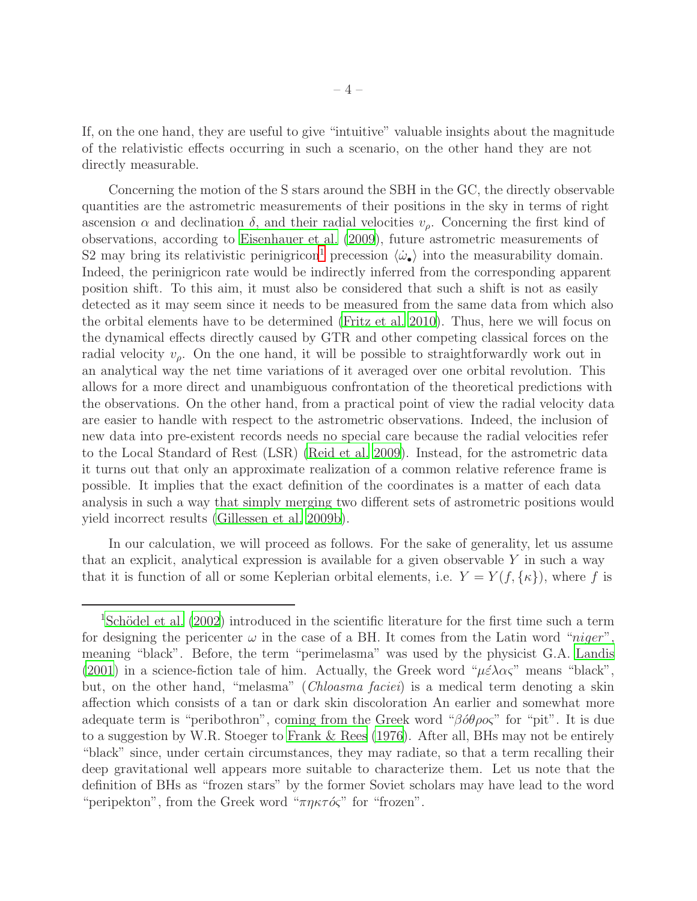If, on the one hand, they are useful to give "intuitive" valuable insights about the magnitude of the relativistic effects occurring in such a scenario, on the other hand they are not directly measurable.

Concerning the motion of the S stars around the SBH in the GC, the directly observable quantities are the astrometric measurements of their positions in the sky in terms of right ascension $\alpha$ and declination $\delta$, and their radial velocities $v_\rho$. Concerning the first kind of observations, according to Eisenhauer et al. (2009), future astrometric measurements of S2 may bring its relativistic perinigricon[1] precession $\langle\dot{\omega}_\bullet\rangle$ into the measurability domain. Indeed, the perinigricon rate would be indirectly inferred from the corresponding apparent position shift. To this aim, it must also be considered that such a shift is not as easily detected as it may seem since it needs to be measured from the same data from which also the orbital elements have to be determined (Fritz et al. 2010). Thus, here we will focus on the dynamical effects directly caused by GTR and other competing classical forces on the radial velocity $v_\rho$. On the one hand, it will be possible to straightforwardly work out in an analytical way the net time variations of it averaged over one orbital revolution. This allows for a more direct and unambiguous confrontation of the theoretical predictions with the observations. On the other hand, from a practical point of view the radial velocity data are easier to handle with respect to the astrometric observations. Indeed, the inclusion of new data into pre-existent records needs no special care because the radial velocities refer to the Local Standard of Rest (LSR) (Reid et al. 2009). Instead, for the astrometric data it turns out that only an approximate realization of a common relative reference frame is possible. It implies that the exact definition of the coordinates is a matter of each data analysis in such a way that simply merging two different sets of astrometric positions would yield incorrect results (Gillessen et al. 2009b).

In our calculation, we will proceed as follows. For the sake of generality, let us assume that an explicit, analytical expression is available for a given observable $Y$ in such a way that it is function of all or some Keplerian orbital elements, i.e. $Y = Y(f, \{\kappa\})$, where $f$ is

---

[1] Schödel et al. (2002) introduced in the scientific literature for the first time such a term for designing the pericenter $\omega$ in the case of a BH. It comes from the Latin word "*niger*", meaning "black". Before, the term "perimelasma" was used by the physicist G.A. Landis (2001) in a science-fiction tale of him. Actually, the Greek word "$\mu\acute{\varepsilon}\lambda\alpha\varsigma$" means "black", but, on the other hand, "melasma" (*Chloasma faciei*) is a medical term denoting a skin affection which consists of a tan or dark skin discoloration An earlier and somewhat more adequate term is "peribothron", coming from the Greek word "$\beta\acute{o}\theta\rho o\varsigma$" for "pit". It is due to a suggestion by W.R. Stoeger to Frank & Rees (1976). After all, BHs may not be entirely "black" since, under certain circumstances, they may radiate, so that a term recalling their deep gravitational well appears more suitable to characterize them. Let us note that the definition of BHs as "frozen stars" by the former Soviet scholars may have lead to the word "peripekton", from the Greek word "$\pi\eta\kappa\tau\acute{o}\varsigma$" for "frozen".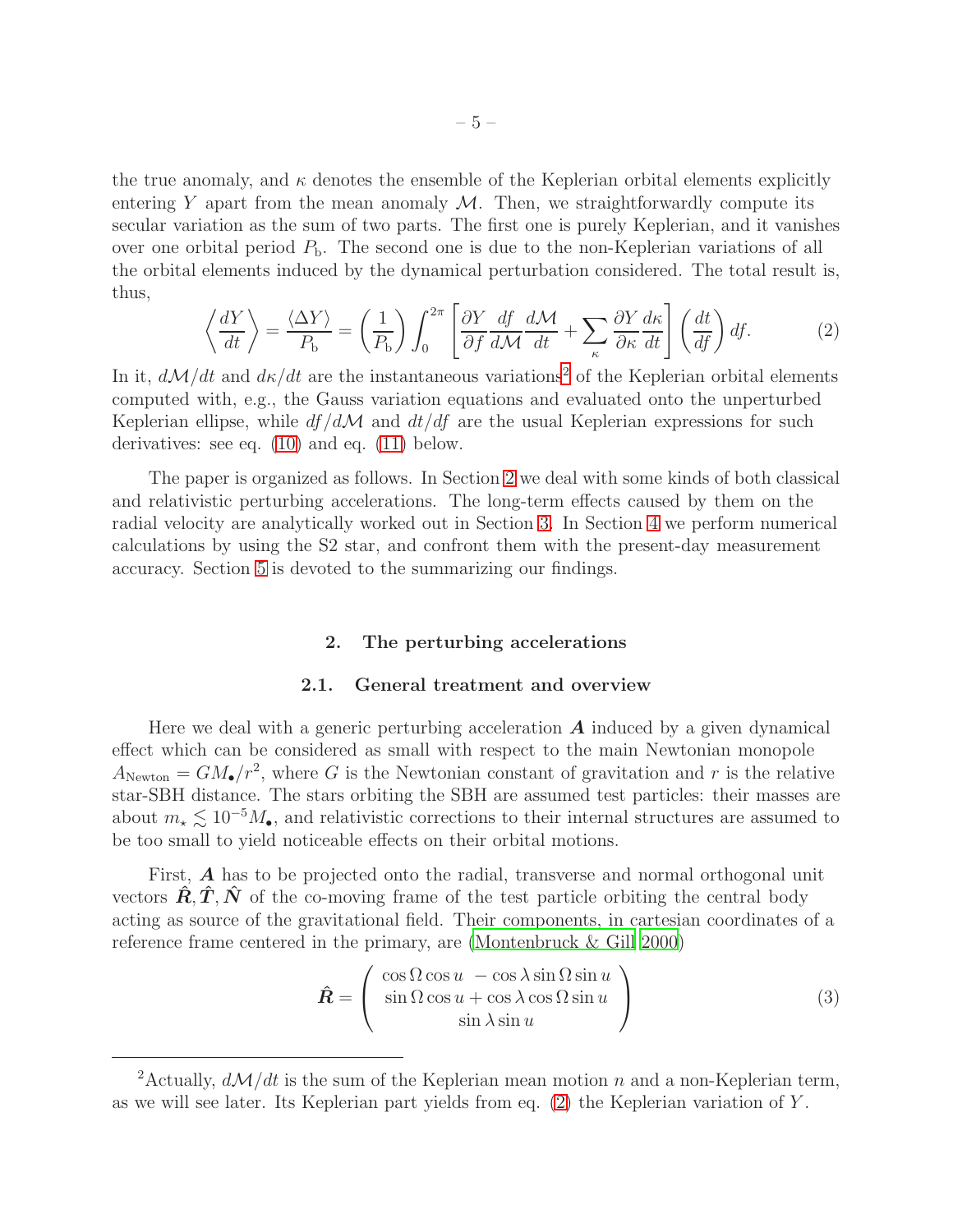the true anomaly, and $\kappa$ denotes the ensemble of the Keplerian orbital elements explicitly entering $Y$ apart from the mean anomaly $\mathcal{M}$. Then, we straightforwardly compute its secular variation as the sum of two parts. The first one is purely Keplerian, and it vanishes over one orbital period $P_{\rm b}$. The second one is due to the non-Keplerian variations of all the orbital elements induced by the dynamical perturbation considered. The total result is, thus,

$$\left\langle \frac{dY}{dt} \right\rangle = \frac{\langle \Delta Y \rangle}{P_{\rm b}} = \left(\frac{1}{P_{\rm b}}\right) \int_0^{2\pi} \left[ \frac{\partial Y}{\partial f}\frac{df}{d\mathcal{M}}\frac{d\mathcal{M}}{dt} + \sum_{\kappa} \frac{\partial Y}{\partial \kappa}\frac{d\kappa}{dt} \right] \left(\frac{dt}{df}\right) df. \tag{2}$$

In it, $d\mathcal{M}/dt$ and $d\kappa/dt$ are the instantaneous variations[2] of the Keplerian orbital elements computed with, e.g., the Gauss variation equations and evaluated onto the unperturbed Keplerian ellipse, while $df/d\mathcal{M}$ and $dt/df$ are the usual Keplerian expressions for such derivatives: see eq. (10) and eq. (11) below.

The paper is organized as follows. In Section 2 we deal with some kinds of both classical and relativistic perturbing accelerations. The long-term effects caused by them on the radial velocity are analytically worked out in Section 3. In Section 4 we perform numerical calculations by using the S2 star, and confront them with the present-day measurement accuracy. Section 5 is devoted to the summarizing our findings.

## 2. The perturbing accelerations

### 2.1. General treatment and overview

Here we deal with a generic perturbing acceleration $\boldsymbol{A}$ induced by a given dynamical effect which can be considered as small with respect to the main Newtonian monopole $A_{\rm Newton} = GM_{\bullet}/r^2$, where $G$ is the Newtonian constant of gravitation and $r$ is the relative star-SBH distance. The stars orbiting the SBH are assumed test particles: their masses are about $m_{\star} \lesssim 10^{-5} M_{\bullet}$, and relativistic corrections to their internal structures are assumed to be too small to yield noticeable effects on their orbital motions.

First, $\boldsymbol{A}$ has to be projected onto the radial, transverse and normal orthogonal unit vectors $\boldsymbol{\hat{R}}, \boldsymbol{\hat{T}}, \boldsymbol{\hat{N}}$ of the co-moving frame of the test particle orbiting the central body acting as source of the gravitational field. Their components, in cartesian coordinates of a reference frame centered in the primary, are (Montenbruck & Gill 2000)

$$\boldsymbol{\hat{R}} = \begin{pmatrix} \cos\Omega\cos u \ - \cos\lambda\sin\Omega\sin u \\ \sin\Omega\cos u + \cos\lambda\cos\Omega\sin u \\ \sin\lambda\sin u \end{pmatrix} \tag{3}$$

---

[2] Actually, $d\mathcal{M}/dt$ is the sum of the Keplerian mean motion $n$ and a non-Keplerian term, as we will see later. Its Keplerian part yields from eq. (2) the Keplerian variation of $Y$.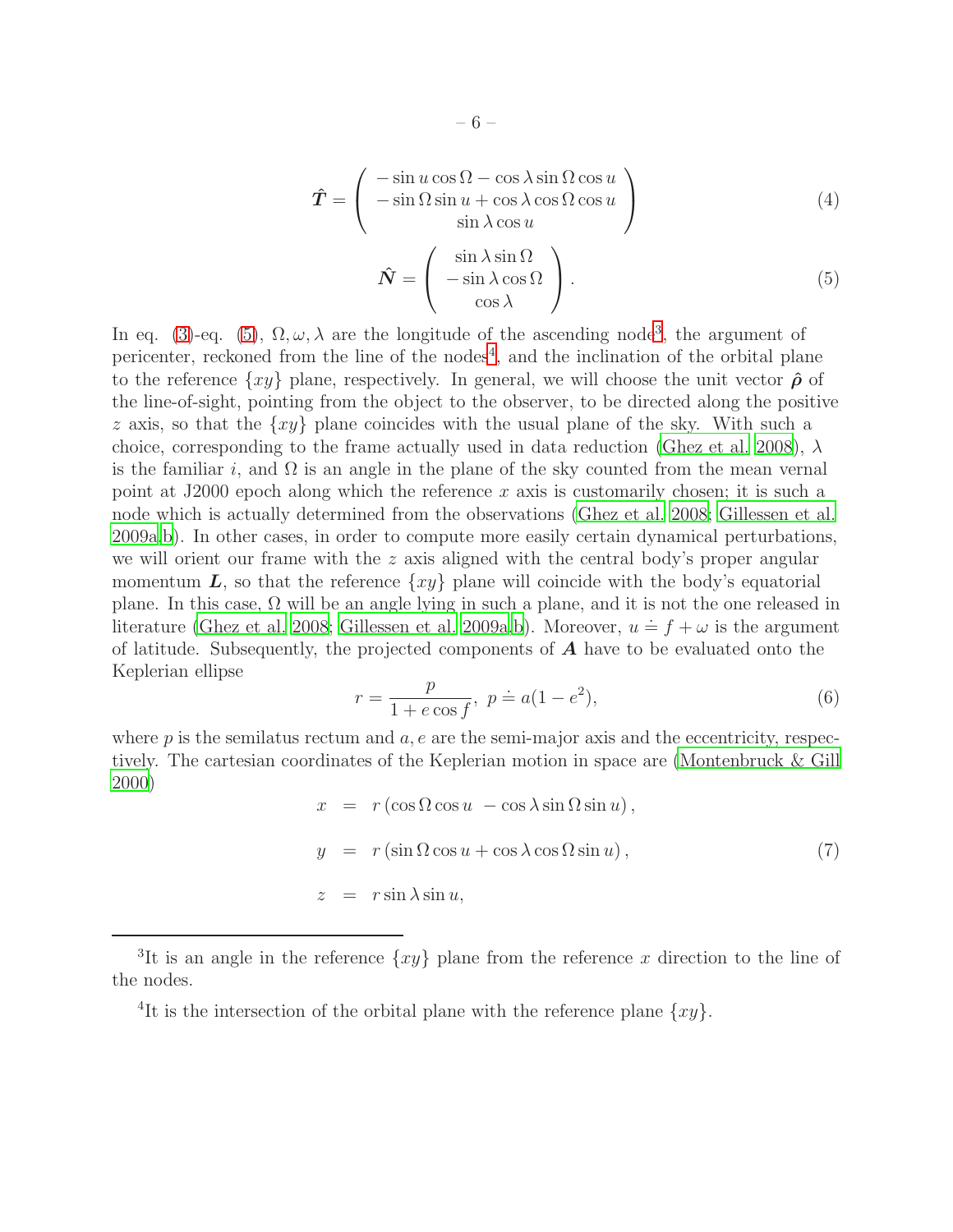$$\hat{\boldsymbol{T}} = \left( \begin{array}{c} -\sin u \cos\Omega - \cos\lambda \sin\Omega \cos u \\ -\sin\Omega \sin u + \cos\lambda \cos\Omega \cos u \\ \sin\lambda \cos u \end{array} \right) \tag{4}$$

$$\hat{\boldsymbol{N}} = \left( \begin{array}{c} \sin\lambda \sin\Omega \\ -\sin\lambda \cos\Omega \\ \cos\lambda \end{array} \right). \tag{5}$$

In eq. (3)-eq. (5), $\Omega, \omega, \lambda$ are the longitude of the ascending node[3], the argument of pericenter, reckoned from the line of the nodes[4], and the inclination of the orbital plane to the reference $\{xy\}$ plane, respectively. In general, we will choose the unit vector $\hat{\boldsymbol{\rho}}$ of the line-of-sight, pointing from the object to the observer, to be directed along the positive $z$ axis, so that the $\{xy\}$ plane coincides with the usual plane of the sky. With such a choice, corresponding to the frame actually used in data reduction (Ghez et al. 2008), $\lambda$ is the familiar $i$, and $\Omega$ is an angle in the plane of the sky counted from the mean vernal point at J2000 epoch along which the reference $x$ axis is customarily chosen; it is such a node which is actually determined from the observations (Ghez et al. 2008; Gillessen et al. 2009a,b). In other cases, in order to compute more easily certain dynamical perturbations, we will orient our frame with the $z$ axis aligned with the central body's proper angular momentum $\boldsymbol{L}$, so that the reference $\{xy\}$ plane will coincide with the body's equatorial plane. In this case, $\Omega$ will be an angle lying in such a plane, and it is not the one released in literature (Ghez et al. 2008; Gillessen et al. 2009a,b). Moreover, $u \doteq f + \omega$ is the argument of latitude. Subsequently, the projected components of $\boldsymbol{A}$ have to be evaluated onto the Keplerian ellipse

$$r = \frac{p}{1 + e\cos f},\ p \doteq a(1 - e^2), \tag{6}$$

where $p$ is the semilatus rectum and $a, e$ are the semi-major axis and the eccentricity, respectively. The cartesian coordinates of the Keplerian motion in space are (Montenbruck & Gill 2000)

$$\begin{aligned} x &= r\left(\cos\Omega \cos u - \cos\lambda \sin\Omega \sin u\right), \\ y &= r\left(\sin\Omega \cos u + \cos\lambda \cos\Omega \sin u\right), \\ z &= r\sin\lambda \sin u, \end{aligned} \tag{7}$$

---

[3] It is an angle in the reference $\{xy\}$ plane from the reference $x$ direction to the line of the nodes.

[4] It is the intersection of the orbital plane with the reference plane $\{xy\}$.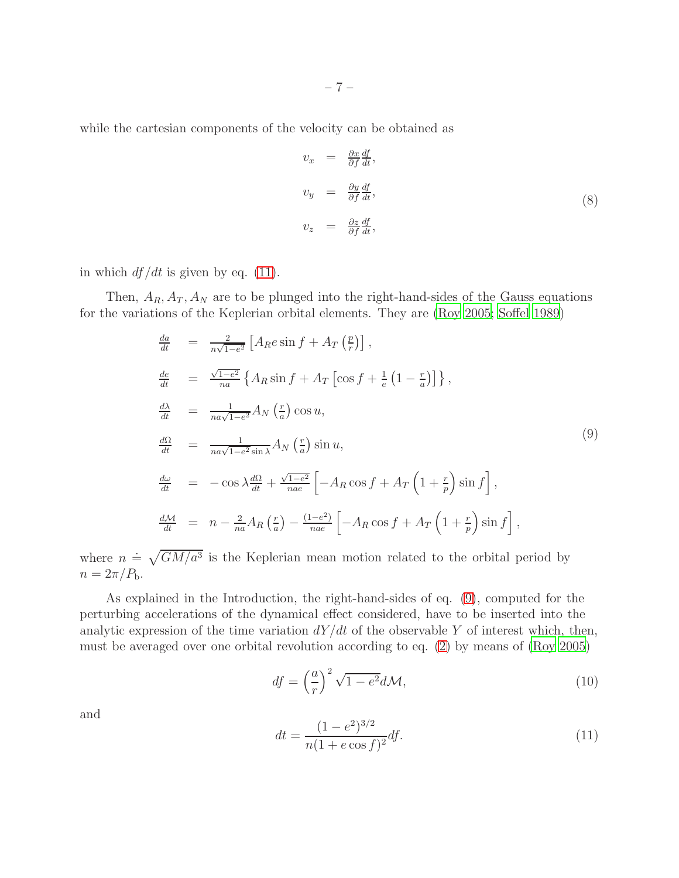while the cartesian components of the velocity can be obtained as

$$
\begin{aligned}
v_x &= \frac{\partial x}{\partial f}\frac{df}{dt},\\
v_y &= \frac{\partial y}{\partial f}\frac{df}{dt},\\
v_z &= \frac{\partial z}{\partial f}\frac{df}{dt},
\end{aligned}
\tag{8}
$$

in which $df/dt$ is given by eq. (11).

Then, $A_R, A_T, A_N$ are to be plunged into the right-hand-sides of the Gauss equations for the variations of the Keplerian orbital elements. They are (Roy 2005; Soffel 1989)

$$
\begin{aligned}
\frac{da}{dt} &= \frac{2}{n\sqrt{1-e^2}}\left[A_R e\sin f + A_T\left(\frac{p}{r}\right)\right],\\
\frac{de}{dt} &= \frac{\sqrt{1-e^2}}{na}\left\{A_R\sin f + A_T\left[\cos f + \frac{1}{e}\left(1-\frac{r}{a}\right)\right]\right\},\\
\frac{d\lambda}{dt} &= \frac{1}{na\sqrt{1-e^2}}A_N\left(\frac{r}{a}\right)\cos u,\\
\frac{d\Omega}{dt} &= \frac{1}{na\sqrt{1-e^2}\sin\lambda}A_N\left(\frac{r}{a}\right)\sin u,\\
\frac{d\omega}{dt} &= -\cos\lambda\frac{d\Omega}{dt} + \frac{\sqrt{1-e^2}}{nae}\left[-A_R\cos f + A_T\left(1+\frac{r}{p}\right)\sin f\right],\\
\frac{d\mathcal{M}}{dt} &= n - \frac{2}{na}A_R\left(\frac{r}{a}\right) - \frac{(1-e^2)}{nae}\left[-A_R\cos f + A_T\left(1+\frac{r}{p}\right)\sin f\right],
\end{aligned}
\tag{9}
$$

where $n \doteq \sqrt{GM/a^3}$ is the Keplerian mean motion related to the orbital period by $n = 2\pi/P_{\rm b}$.

As explained in the Introduction, the right-hand-sides of eq. (9), computed for the perturbing accelerations of the dynamical effect considered, have to be inserted into the analytic expression of the time variation $dY/dt$ of the observable $Y$ of interest which, then, must be averaged over one orbital revolution according to eq. (2) by means of (Roy 2005)

$$
df = \left(\frac{a}{r}\right)^2\sqrt{1-e^2}d\mathcal{M},
\tag{10}
$$

and

$$
dt = \frac{(1-e^2)^{3/2}}{n(1+e\cos f)^2}df.
\tag{11}
$$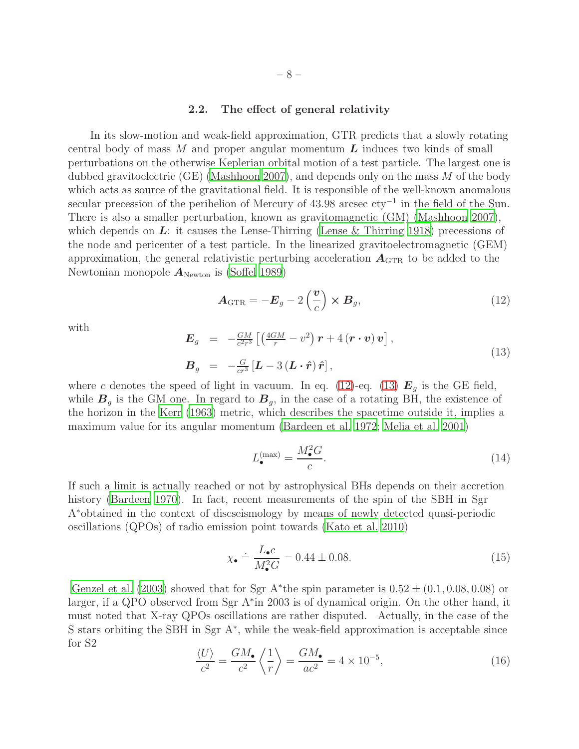### 2.2. The effect of general relativity

In its slow-motion and weak-field approximation, GTR predicts that a slowly rotating central body of mass $M$ and proper angular momentum $\boldsymbol{L}$ induces two kinds of small perturbations on the otherwise Keplerian orbital motion of a test particle. The largest one is dubbed gravitoelectric (GE) (Mashhoon 2007), and depends only on the mass $M$ of the body which acts as source of the gravitational field. It is responsible of the well-known anomalous secular precession of the perihelion of Mercury of 43.98 arcsec cty$^{-1}$ in the field of the Sun. There is also a smaller perturbation, known as gravitomagnetic (GM) (Mashhoon 2007), which depends on $\boldsymbol{L}$: it causes the Lense-Thirring (Lense & Thirring 1918) precessions of the node and pericenter of a test particle. In the linearized gravitoelectromagnetic (GEM) approximation, the general relativistic perturbing acceleration $\boldsymbol{A}_{\rm GTR}$ to be added to the Newtonian monopole $\boldsymbol{A}_{\rm Newton}$ is (Soffel 1989)

$$\boldsymbol{A}_{\rm GTR} = -\boldsymbol{E}_g - 2\left(\frac{\boldsymbol{v}}{c}\right)\times\boldsymbol{B}_g, \tag{12}$$

with

$$\begin{aligned}
\boldsymbol{E}_g &= -\frac{GM}{c^2 r^3}\left[\left(\frac{4GM}{r} - v^2\right)\boldsymbol{r} + 4\left(\boldsymbol{r}\cdot\boldsymbol{v}\right)\boldsymbol{v}\right],\\
\boldsymbol{B}_g &= -\frac{G}{cr^3}\left[\boldsymbol{L} - 3\left(\boldsymbol{L}\cdot\hat{\boldsymbol{r}}\right)\hat{\boldsymbol{r}}\right],
\end{aligned} \tag{13}$$

where $c$ denotes the speed of light in vacuum. In eq. (12)-eq. (13) $\boldsymbol{E}_g$ is the GE field, while $\boldsymbol{B}_g$ is the GM one. In regard to $\boldsymbol{B}_g$, in the case of a rotating BH, the existence of the horizon in the Kerr (1963) metric, which describes the spacetime outside it, implies a maximum value for its angular momentum (Bardeen et al. 1972; Melia et al. 2001)

$$L_\bullet^{(\rm max)} = \frac{M_\bullet^2 G}{c}. \tag{14}$$

If such a limit is actually reached or not by astrophysical BHs depends on their accretion history (Bardeen 1970). In fact, recent measurements of the spin of the SBH in Sgr A$^*$obtained in the context of discseismology by means of newly detected quasi-periodic oscillations (QPOs) of radio emission point towards (Kato et al. 2010)

$$\chi_\bullet \doteq \frac{L_\bullet c}{M_\bullet^2 G} = 0.44 \pm 0.08. \tag{15}$$

Genzel et al. (2003) showed that for Sgr A$^*$the spin parameter is $0.52 \pm (0.1, 0.08, 0.08)$ or larger, if a QPO observed from Sgr A$^*$in 2003 is of dynamical origin. On the other hand, it must noted that X-ray QPOs oscillations are rather disputed. Actually, in the case of the S stars orbiting the SBH in Sgr A$^*$, while the weak-field approximation is acceptable since for S2

$$\frac{\langle U\rangle}{c^2} = \frac{GM_\bullet}{c^2}\left\langle\frac{1}{r}\right\rangle = \frac{GM_\bullet}{ac^2} = 4\times 10^{-5}, \tag{16}$$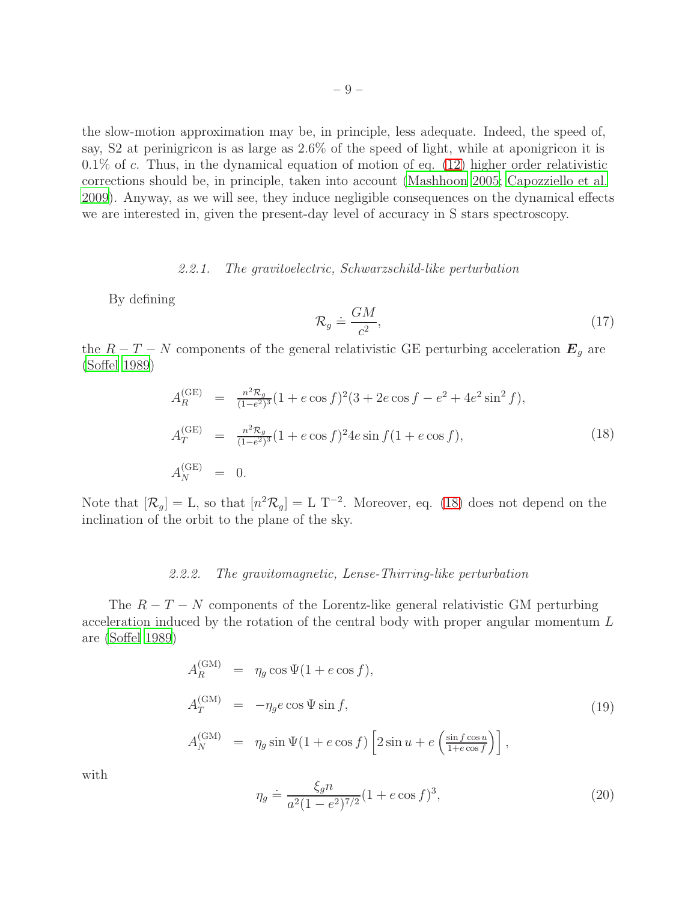the slow-motion approximation may be, in principle, less adequate. Indeed, the speed of, say, S2 at perinigricon is as large as 2.6% of the speed of light, while at aponigricon it is 0.1% of $c$. Thus, in the dynamical equation of motion of eq. (12) higher order relativistic corrections should be, in principle, taken into account (Mashhoon 2005; Capozziello et al. 2009). Anyway, as we will see, they induce negligible consequences on the dynamical effects we are interested in, given the present-day level of accuracy in S stars spectroscopy.

#### 2.2.1. The gravitoelectric, Schwarzschild-like perturbation

By defining

$$\mathcal{R}_g \doteq \frac{GM}{c^2}, \tag{17}$$

the $R-T-N$ components of the general relativistic GE perturbing acceleration $\boldsymbol{E}_g$ are (Soffel 1989)

$$\begin{aligned}
A_R^{(\mathrm{GE})} &= \tfrac{n^2\mathcal{R}_g}{(1-e^2)^3}(1+e\cos f)^2(3+2e\cos f-e^2+4e^2\sin^2 f),\\
A_T^{(\mathrm{GE})} &= \tfrac{n^2\mathcal{R}_g}{(1-e^2)^3}(1+e\cos f)^2 4e\sin f(1+e\cos f),\\
A_N^{(\mathrm{GE})} &= 0.
\end{aligned} \tag{18}$$

Note that $[\mathcal{R}_g] = \mathrm{L}$, so that $[n^2\mathcal{R}_g] = \mathrm{L\ T}^{-2}$. Moreover, eq. (18) does not depend on the inclination of the orbit to the plane of the sky.

#### 2.2.2. The gravitomagnetic, Lense-Thirring-like perturbation

The $R-T-N$ components of the Lorentz-like general relativistic GM perturbing acceleration induced by the rotation of the central body with proper angular momentum $L$ are (Soffel 1989)

$$\begin{aligned}
A_R^{(\mathrm{GM})} &= \eta_g\cos\Psi(1+e\cos f),\\
A_T^{(\mathrm{GM})} &= -\eta_g e\cos\Psi\sin f,\\
A_N^{(\mathrm{GM})} &= \eta_g\sin\Psi(1+e\cos f)\left[2\sin u + e\left(\tfrac{\sin f\cos u}{1+e\cos f}\right)\right],
\end{aligned} \tag{19}$$

with

$$\eta_g \doteq \frac{\xi_g n}{a^2(1-e^2)^{7/2}}(1+e\cos f)^3, \tag{20}$$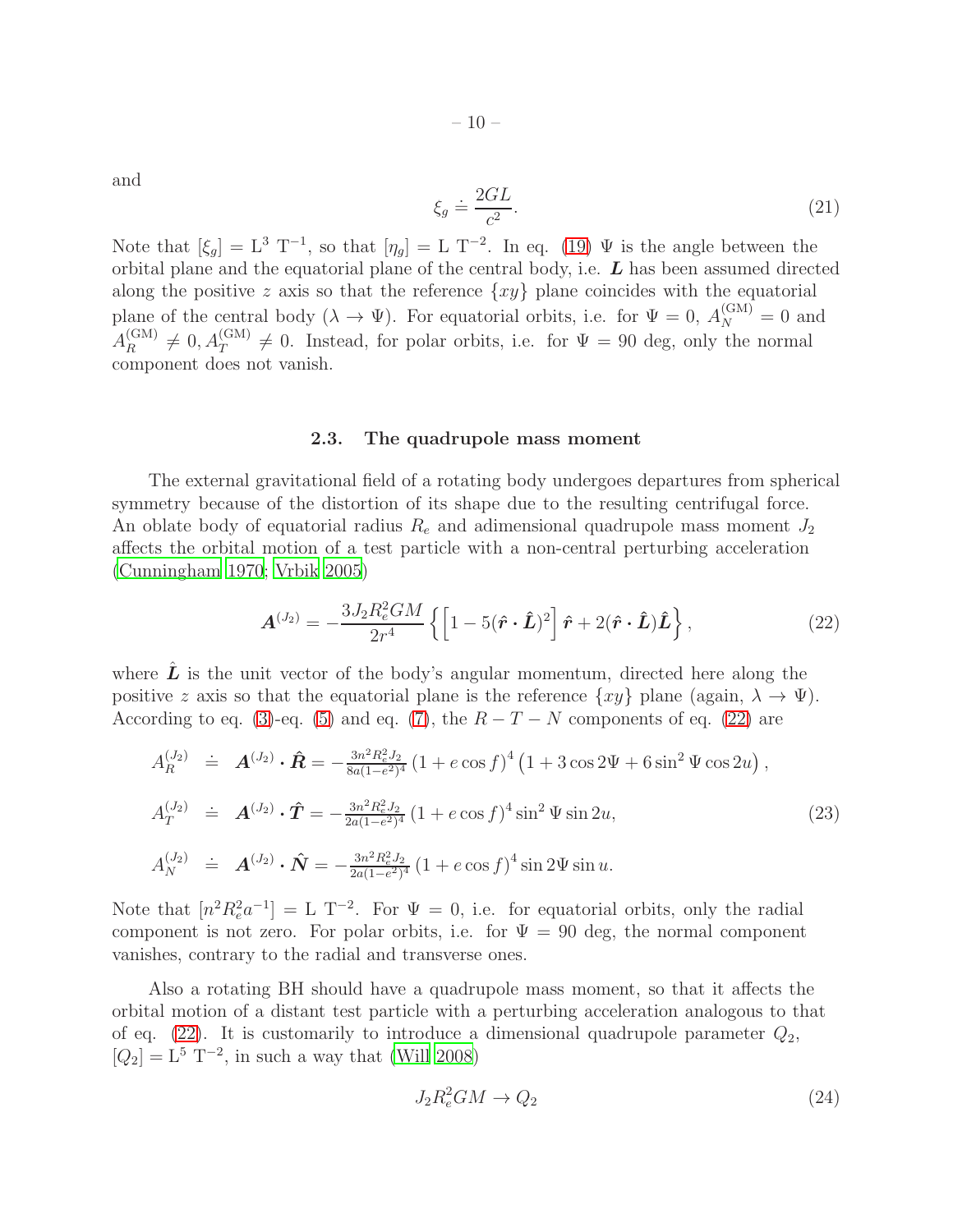and

$$\xi_g \doteq \frac{2GL}{c^2}. \tag{21}$$

Note that $[\xi_g] = \mathrm{L}^3\ \mathrm{T}^{-1}$, so that $[\eta_g] = \mathrm{L}\ \mathrm{T}^{-2}$. In eq. (19) $\Psi$ is the angle between the orbital plane and the equatorial plane of the central body, i.e. $\boldsymbol{L}$ has been assumed directed along the positive $z$ axis so that the reference $\{xy\}$ plane coincides with the equatorial plane of the central body ($\lambda \rightarrow \Psi$). For equatorial orbits, i.e. for $\Psi = 0$, $A_N^{(\mathrm{GM})} = 0$ and $A_R^{(\mathrm{GM})} \neq 0, A_T^{(\mathrm{GM})} \neq 0$. Instead, for polar orbits, i.e. for $\Psi = 90$ deg, only the normal component does not vanish.

### 2.3. The quadrupole mass moment

The external gravitational field of a rotating body undergoes departures from spherical symmetry because of the distortion of its shape due to the resulting centrifugal force. An oblate body of equatorial radius $R_e$ and adimensional quadrupole mass moment $J_2$ affects the orbital motion of a test particle with a non-central perturbing acceleration (Cunningham 1970; Vrbik 2005)

$$\boldsymbol{A}^{(J_2)} = -\frac{3J_2 R_e^2 GM}{2r^4}\left\{\left[1 - 5(\hat{\boldsymbol{r}}\cdot\hat{\boldsymbol{L}})^2\right]\hat{\boldsymbol{r}} + 2(\hat{\boldsymbol{r}}\cdot\hat{\boldsymbol{L}})\hat{\boldsymbol{L}}\right\}, \tag{22}$$

where $\hat{\boldsymbol{L}}$ is the unit vector of the body's angular momentum, directed here along the positive $z$ axis so that the equatorial plane is the reference $\{xy\}$ plane (again, $\lambda \rightarrow \Psi$). According to eq. (3)-eq. (5) and eq. (7), the $R-T-N$ components of eq. (22) are

$$\begin{aligned}
A_R^{(J_2)} &\doteq \boldsymbol{A}^{(J_2)}\cdot\hat{\boldsymbol{R}} = -\tfrac{3n^2R_e^2J_2}{8a(1-e^2)^4}\left(1+e\cos f\right)^4\left(1+3\cos 2\Psi + 6\sin^2\Psi\cos 2u\right),\\
A_T^{(J_2)} &\doteq \boldsymbol{A}^{(J_2)}\cdot\hat{\boldsymbol{T}} = -\tfrac{3n^2R_e^2J_2}{2a(1-e^2)^4}\left(1+e\cos f\right)^4\sin^2\Psi\sin 2u,\\
A_N^{(J_2)} &\doteq \boldsymbol{A}^{(J_2)}\cdot\hat{\boldsymbol{N}} = -\tfrac{3n^2R_e^2J_2}{2a(1-e^2)^4}\left(1+e\cos f\right)^4\sin 2\Psi\sin u.
\end{aligned} \tag{23}$$

Note that $[n^2R_e^2a^{-1}] = \mathrm{L}\ \mathrm{T}^{-2}$. For $\Psi = 0$, i.e. for equatorial orbits, only the radial component is not zero. For polar orbits, i.e. for $\Psi = 90$ deg, the normal component vanishes, contrary to the radial and transverse ones.

Also a rotating BH should have a quadrupole mass moment, so that it affects the orbital motion of a distant test particle with a perturbing acceleration analogous to that of eq. (22). It is customarily to introduce a dimensional quadrupole parameter $Q_2$, $[Q_2] = \mathrm{L}^5\ \mathrm{T}^{-2}$, in such a way that (Will 2008)

$$J_2 R_e^2 GM \rightarrow Q_2 \tag{24}$$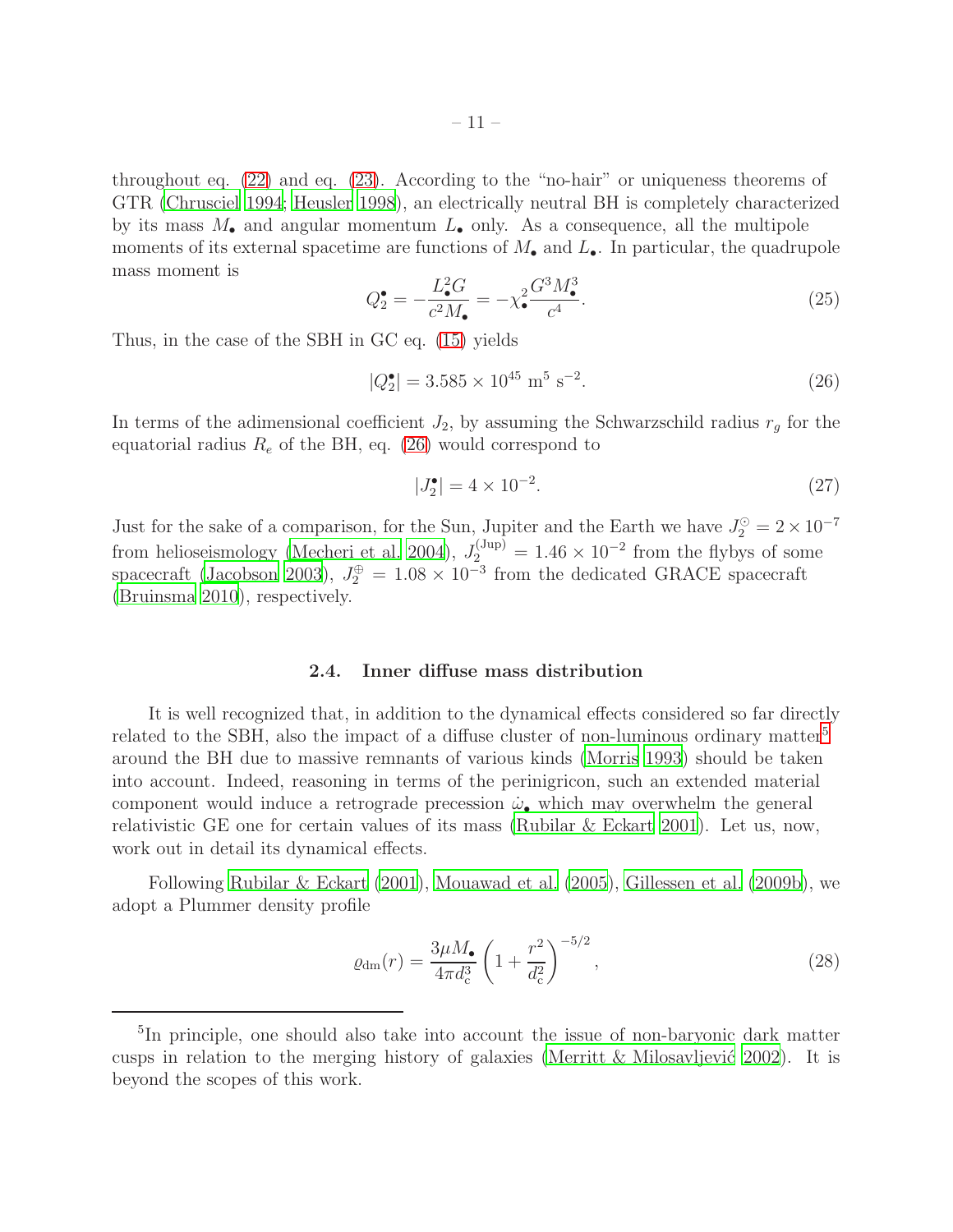throughout eq. (22) and eq. (23). According to the "no-hair" or uniqueness theorems of GTR (Chrusciel 1994; Heusler 1998), an electrically neutral BH is completely characterized by its mass $M_\bullet$ and angular momentum $L_\bullet$ only. As a consequence, all the multipole moments of its external spacetime are functions of $M_\bullet$ and $L_\bullet$. In particular, the quadrupole mass moment is

$$Q_2^\bullet = -\frac{L_\bullet^2 G}{c^2 M_\bullet} = -\chi_\bullet^2 \frac{G^3 M_\bullet^3}{c^4}. \tag{25}$$

Thus, in the case of the SBH in GC eq. (15) yields

$$|Q_2^\bullet| = 3.585 \times 10^{45}\ \mathrm{m}^5\ \mathrm{s}^{-2}. \tag{26}$$

In terms of the adimensional coefficient $J_2$, by assuming the Schwarzschild radius $r_g$ for the equatorial radius $R_e$ of the BH, eq. (26) would correspond to

$$|J_2^\bullet| = 4 \times 10^{-2}. \tag{27}$$

Just for the sake of a comparison, for the Sun, Jupiter and the Earth we have $J_2^\odot = 2 \times 10^{-7}$ from helioseismology (Mecheri et al. 2004), $J_2^{(\mathrm{Jup})} = 1.46 \times 10^{-2}$ from the flybys of some spacecraft (Jacobson 2003), $J_2^\oplus = 1.08 \times 10^{-3}$ from the dedicated GRACE spacecraft (Bruinsma 2010), respectively.

### 2.4. Inner diffuse mass distribution

It is well recognized that, in addition to the dynamical effects considered so far directly related to the SBH, also the impact of a diffuse cluster of non-luminous ordinary matter[5] around the BH due to massive remnants of various kinds (Morris 1993) should be taken into account. Indeed, reasoning in terms of the perinigricon, such an extended material component would induce a retrograde precession $\dot{\omega}_\bullet$ which may overwhelm the general relativistic GE one for certain values of its mass (Rubilar & Eckart 2001). Let us, now, work out in detail its dynamical effects.

Following Rubilar & Eckart (2001), Mouawad et al. (2005), Gillessen et al. (2009b), we adopt a Plummer density profile

$$\varrho_{\mathrm{dm}}(r) = \frac{3\mu M_\bullet}{4\pi d_\mathrm{c}^3}\left(1 + \frac{r^2}{d_\mathrm{c}^2}\right)^{-5/2}, \tag{28}$$

[5] In principle, one should also take into account the issue of non-baryonic dark matter cusps in relation to the merging history of galaxies (Merritt & Milosavljević 2002). It is beyond the scopes of this work.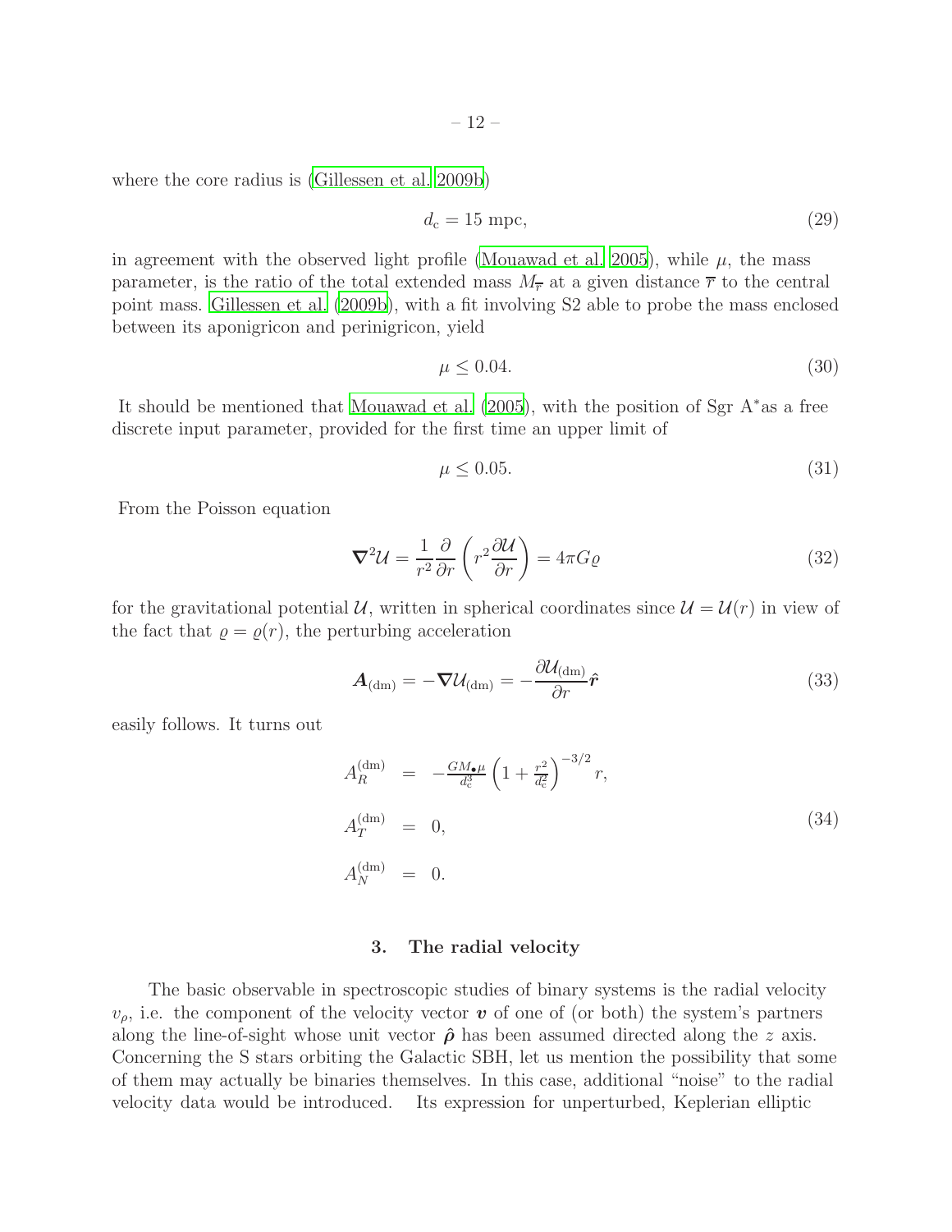where the core radius is (Gillessen et al. 2009b)

$$d_{\rm c} = 15 \text{ mpc}, \tag{29}$$

in agreement with the observed light profile (Mouawad et al. 2005), while $\mu$, the mass parameter, is the ratio of the total extended mass $M_{\overline{r}}$ at a given distance $\overline{r}$ to the central point mass. Gillessen et al. (2009b), with a fit involving S2 able to probe the mass enclosed between its aponigricon and perinigricon, yield

$$\mu \leq 0.04. \tag{30}$$

It should be mentioned that Mouawad et al. (2005), with the position of Sgr A$^*$as a free discrete input parameter, provided for the first time an upper limit of

$$\mu \leq 0.05. \tag{31}$$

From the Poisson equation

$$\boldsymbol{\nabla}^2 \mathcal{U} = \frac{1}{r^2}\frac{\partial}{\partial r}\left(r^2 \frac{\partial \mathcal{U}}{\partial r}\right) = 4\pi G \varrho \tag{32}$$

for the gravitational potential $\mathcal{U}$, written in spherical coordinates since $\mathcal{U} = \mathcal{U}(r)$ in view of the fact that $\varrho = \varrho(r)$, the perturbing acceleration

$$\boldsymbol{A}_{(\rm dm)} = -\boldsymbol{\nabla}\mathcal{U}_{(\rm dm)} = -\frac{\partial \mathcal{U}_{(\rm dm)}}{\partial r}\hat{\boldsymbol{r}} \tag{33}$$

easily follows. It turns out

$$\begin{aligned} A_R^{(\rm dm)} &= -\frac{GM_\bullet \mu}{d_{\rm c}^3}\left(1 + \frac{r^2}{d_{\rm c}^2}\right)^{-3/2} r, \\ A_T^{(\rm dm)} &= 0, \\ A_N^{(\rm dm)} &= 0. \end{aligned} \tag{34}$$

## 3. The radial velocity

The basic observable in spectroscopic studies of binary systems is the radial velocity $v_\rho$, i.e. the component of the velocity vector $\boldsymbol{v}$ of one of (or both) the system's partners along the line-of-sight whose unit vector $\hat{\boldsymbol{\rho}}$ has been assumed directed along the $z$ axis. Concerning the S stars orbiting the Galactic SBH, let us mention the possibility that some of them may actually be binaries themselves. In this case, additional "noise" to the radial velocity data would be introduced. Its expression for unperturbed, Keplerian elliptic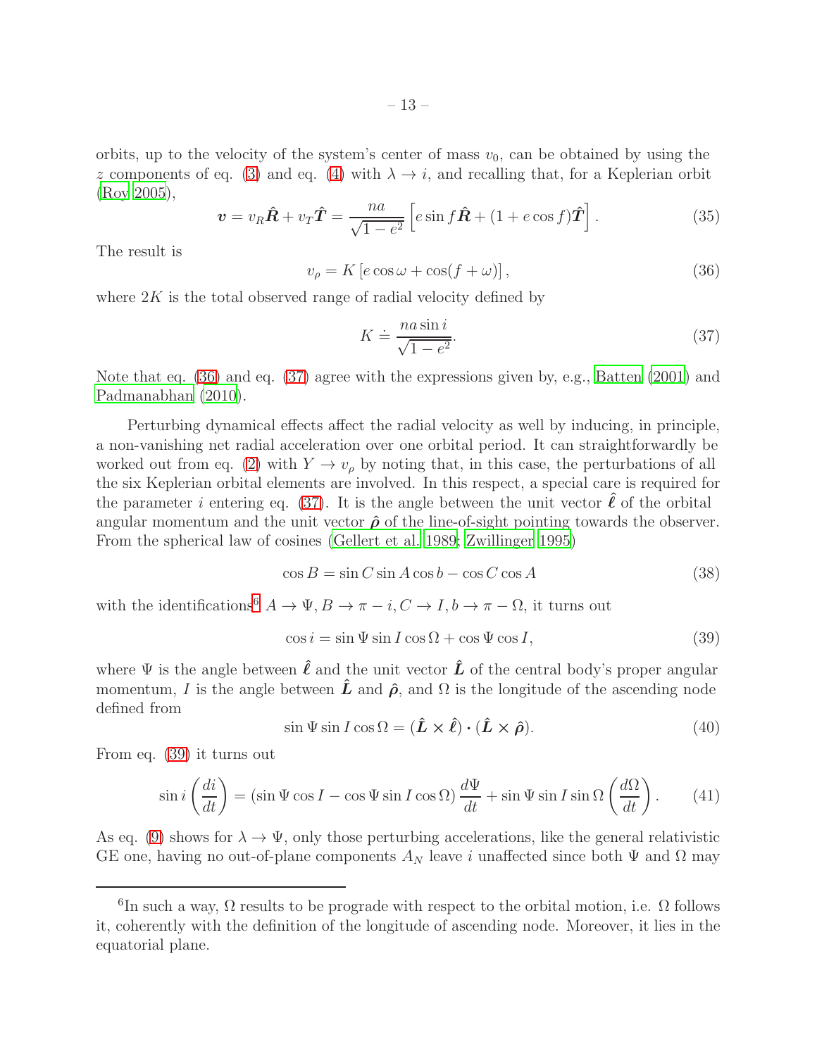orbits, up to the velocity of the system's center of mass $v_0$, can be obtained by using the $z$ components of eq. (3) and eq. (4) with $\lambda \rightarrow i$, and recalling that, for a Keplerian orbit (Roy 2005),

$$\boldsymbol{v} = v_R \hat{\boldsymbol{R}} + v_T \hat{\boldsymbol{T}} = \frac{na}{\sqrt{1-e^2}} \left[ e \sin f \hat{\boldsymbol{R}} + (1 + e \cos f) \hat{\boldsymbol{T}} \right]. \tag{35}$$

The result is

$$v_\rho = K \left[ e \cos \omega + \cos(f + \omega) \right], \tag{36}$$

where $2K$ is the total observed range of radial velocity defined by

$$K \doteq \frac{na \sin i}{\sqrt{1-e^2}}. \tag{37}$$

Note that eq. (36) and eq. (37) agree with the expressions given by, e.g., Batten (2001) and Padmanabhan (2010).

Perturbing dynamical effects affect the radial velocity as well by inducing, in principle, a non-vanishing net radial acceleration over one orbital period. It can straightforwardly be worked out from eq. (2) with $Y \rightarrow v_\rho$ by noting that, in this case, the perturbations of all the six Keplerian orbital elements are involved. In this respect, a special care is required for the parameter $i$ entering eq. (37). It is the angle between the unit vector $\hat{\boldsymbol{\ell}}$ of the orbital angular momentum and the unit vector $\hat{\boldsymbol{\rho}}$ of the line-of-sight pointing towards the observer. From the spherical law of cosines (Gellert et al. 1989; Zwillinger 1995)

$$\cos B = \sin C \sin A \cos b - \cos C \cos A \tag{38}$$

with the identifications[6] $A \rightarrow \Psi, B \rightarrow \pi - i, C \rightarrow I, b \rightarrow \pi - \Omega$, it turns out

$$\cos i = \sin \Psi \sin I \cos \Omega + \cos \Psi \cos I, \tag{39}$$

where $\Psi$ is the angle between $\hat{\boldsymbol{\ell}}$ and the unit vector $\hat{\boldsymbol{L}}$ of the central body's proper angular momentum, $I$ is the angle between $\hat{\boldsymbol{L}}$ and $\hat{\boldsymbol{\rho}}$, and $\Omega$ is the longitude of the ascending node defined from

$$\sin \Psi \sin I \cos \Omega = (\hat{\boldsymbol{L}} \times \hat{\boldsymbol{\ell}}) \cdot (\hat{\boldsymbol{L}} \times \hat{\boldsymbol{\rho}}). \tag{40}$$

From eq. (39) it turns out

$$\sin i \left( \frac{di}{dt} \right) = (\sin \Psi \cos I - \cos \Psi \sin I \cos \Omega) \frac{d\Psi}{dt} + \sin \Psi \sin I \sin \Omega \left( \frac{d\Omega}{dt} \right). \tag{41}$$

As eq. (9) shows for $\lambda \rightarrow \Psi$, only those perturbing accelerations, like the general relativistic GE one, having no out-of-plane components $A_N$ leave $i$ unaffected since both $\Psi$ and $\Omega$ may

[6] In such a way, $\Omega$ results to be prograde with respect to the orbital motion, i.e. $\Omega$ follows it, coherently with the definition of the longitude of ascending node. Moreover, it lies in the equatorial plane.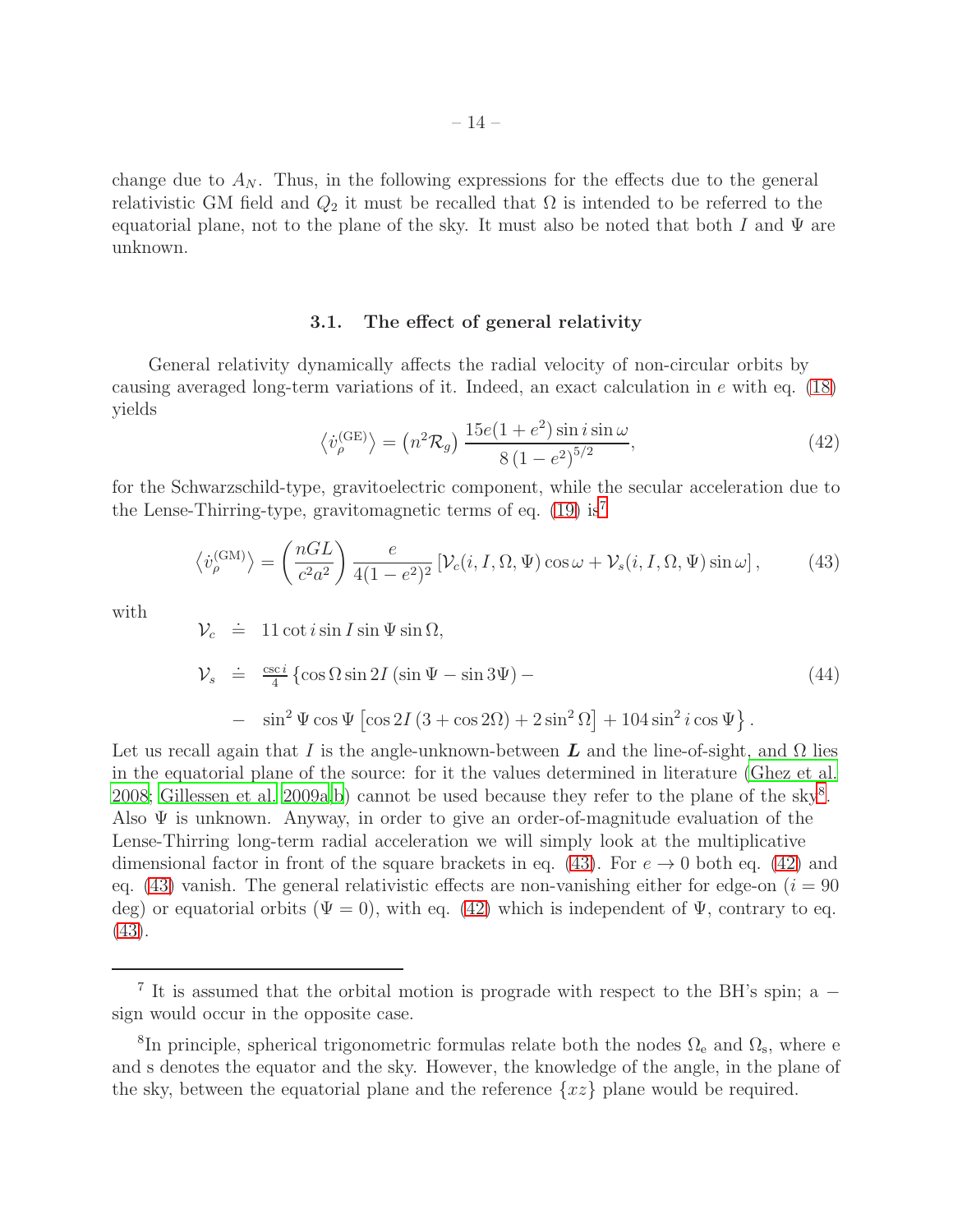change due to $A_N$. Thus, in the following expressions for the effects due to the general relativistic GM field and $Q_2$ it must be recalled that $\Omega$ is intended to be referred to the equatorial plane, not to the plane of the sky. It must also be noted that both $I$ and $\Psi$ are unknown.

### 3.1. The effect of general relativity

General relativity dynamically affects the radial velocity of non-circular orbits by causing averaged long-term variations of it. Indeed, an exact calculation in $e$ with eq. (18) yields

$$\left\langle \dot{v}_{\rho}^{(\mathrm{GE})} \right\rangle = \left(n^2 \mathcal{R}_g\right) \frac{15e(1+e^2)\sin i \sin\omega}{8\left(1-e^2\right)^{5/2}}, \tag{42}$$

for the Schwarzschild-type, gravitoelectric component, while the secular acceleration due to the Lense-Thirring-type, gravitomagnetic terms of eq. (19) is[7]

$$\left\langle \dot{v}_{\rho}^{(\mathrm{GM})} \right\rangle = \left(\frac{nGL}{c^2 a^2}\right) \frac{e}{4(1-e^2)^2} \left[\mathcal{V}_c(i, I, \Omega, \Psi)\cos\omega + \mathcal{V}_s(i, I, \Omega, \Psi)\sin\omega\right], \tag{43}$$

with

$$\begin{aligned}
\mathcal{V}_c &\doteq 11\cot i \sin I \sin\Psi \sin\Omega, \\
\mathcal{V}_s &\doteq \tfrac{\csc i}{4}\left\{\cos\Omega \sin 2I\left(\sin\Psi - \sin 3\Psi\right) - \right. \\
&- \left. \sin^2\Psi\cos\Psi\left[\cos 2I\left(3+\cos 2\Omega\right) + 2\sin^2\Omega\right] + 104\sin^2 i\cos\Psi\right\}.
\end{aligned} \tag{44}$$

Let us recall again that $I$ is the angle-unknown-between $\boldsymbol{L}$ and the line-of-sight, and $\Omega$ lies in the equatorial plane of the source: for it the values determined in literature (Ghez et al. 2008; Gillessen et al. 2009a,b) cannot be used because they refer to the plane of the sky[8]. Also $\Psi$ is unknown. Anyway, in order to give an order-of-magnitude evaluation of the Lense-Thirring long-term radial acceleration we will simply look at the multiplicative dimensional factor in front of the square brackets in eq. (43). For $e \rightarrow 0$ both eq. (42) and eq. (43) vanish. The general relativistic effects are non-vanishing either for edge-on ($i = 90$ deg) or equatorial orbits ($\Psi = 0$), with eq. (42) which is independent of $\Psi$, contrary to eq. (43).

---

[7] It is assumed that the orbital motion is prograde with respect to the BH's spin; a $-$ sign would occur in the opposite case.

[8] In principle, spherical trigonometric formulas relate both the nodes $\Omega_{\mathrm{e}}$ and $\Omega_{\mathrm{s}}$, where e and s denotes the equator and the sky. However, the knowledge of the angle, in the plane of the sky, between the equatorial plane and the reference $\{xz\}$ plane would be required.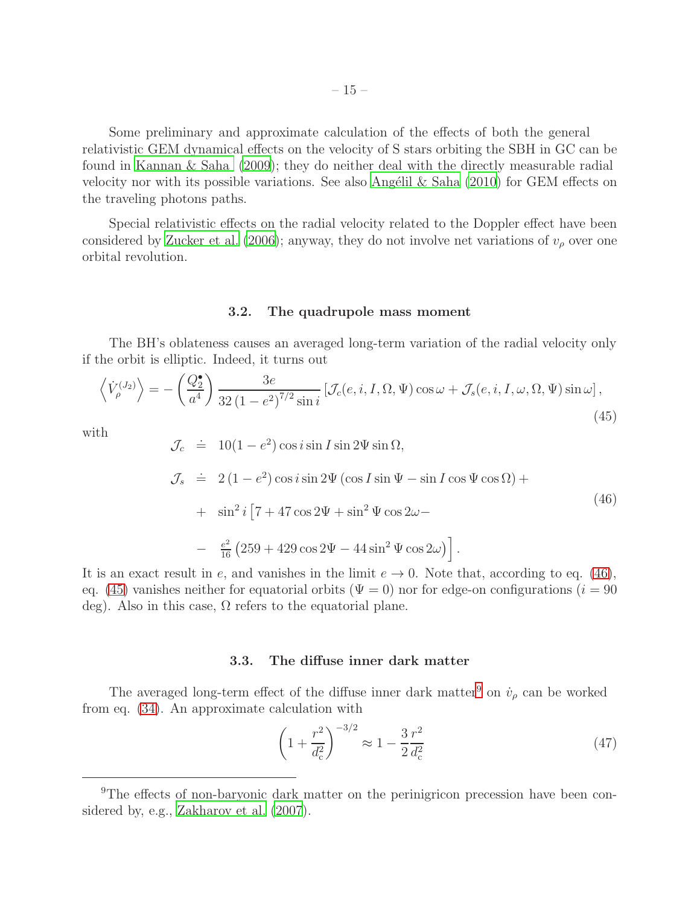Some preliminary and approximate calculation of the effects of both the general relativistic GEM dynamical effects on the velocity of S stars orbiting the SBH in GC can be found in Kannan & Saha (2009); they do neither deal with the directly measurable radial velocity nor with its possible variations. See also Angélil & Saha (2010) for GEM effects on the traveling photons paths.

Special relativistic effects on the radial velocity related to the Doppler effect have been considered by Zucker et al. (2006); anyway, they do not involve net variations of $v_\rho$ over one orbital revolution.

### 3.2. The quadrupole mass moment

The BH's oblateness causes an averaged long-term variation of the radial velocity only if the orbit is elliptic. Indeed, it turns out

$$\left\langle \dot{V}_\rho^{(J_2)} \right\rangle = -\left(\frac{Q_2^\bullet}{a^4}\right) \frac{3e}{32\left(1-e^2\right)^{7/2}\sin i}\left[\mathcal{J}_c(e,i,I,\Omega,\Psi)\cos\omega + \mathcal{J}_s(e,i,I,\omega,\Omega,\Psi)\sin\omega\right], \tag{45}$$

with

$$\begin{aligned}
\mathcal{J}_c &\doteq 10(1-e^2)\cos i\sin I\sin 2\Psi\sin\Omega, \\
\mathcal{J}_s &\doteq 2\left(1-e^2\right)\cos i\sin 2\Psi\left(\cos I\sin\Psi - \sin I\cos\Psi\cos\Omega\right) + \\
&+ \sin^2 i\left[7 + 47\cos 2\Psi + \sin^2\Psi\cos 2\omega - \right. \\
&- \left.\tfrac{e^2}{16}\left(259 + 429\cos 2\Psi - 44\sin^2\Psi\cos 2\omega\right)\right].
\end{aligned} \tag{46}$$

It is an exact result in $e$, and vanishes in the limit $e \rightarrow 0$. Note that, according to eq. (46), eq. (45) vanishes neither for equatorial orbits ($\Psi = 0$) nor for edge-on configurations ($i = 90$ deg). Also in this case, $\Omega$ refers to the equatorial plane.

### 3.3. The diffuse inner dark matter

The averaged long-term effect of the diffuse inner dark matter[9] on $\dot{v}_\rho$ can be worked from eq. (34). An approximate calculation with

$$\left(1 + \frac{r^2}{d_c^2}\right)^{-3/2} \approx 1 - \frac{3}{2}\frac{r^2}{d_c^2} \tag{47}$$

[9] The effects of non-baryonic dark matter on the perinigricon precession have been considered by, e.g., Zakharov et al. (2007).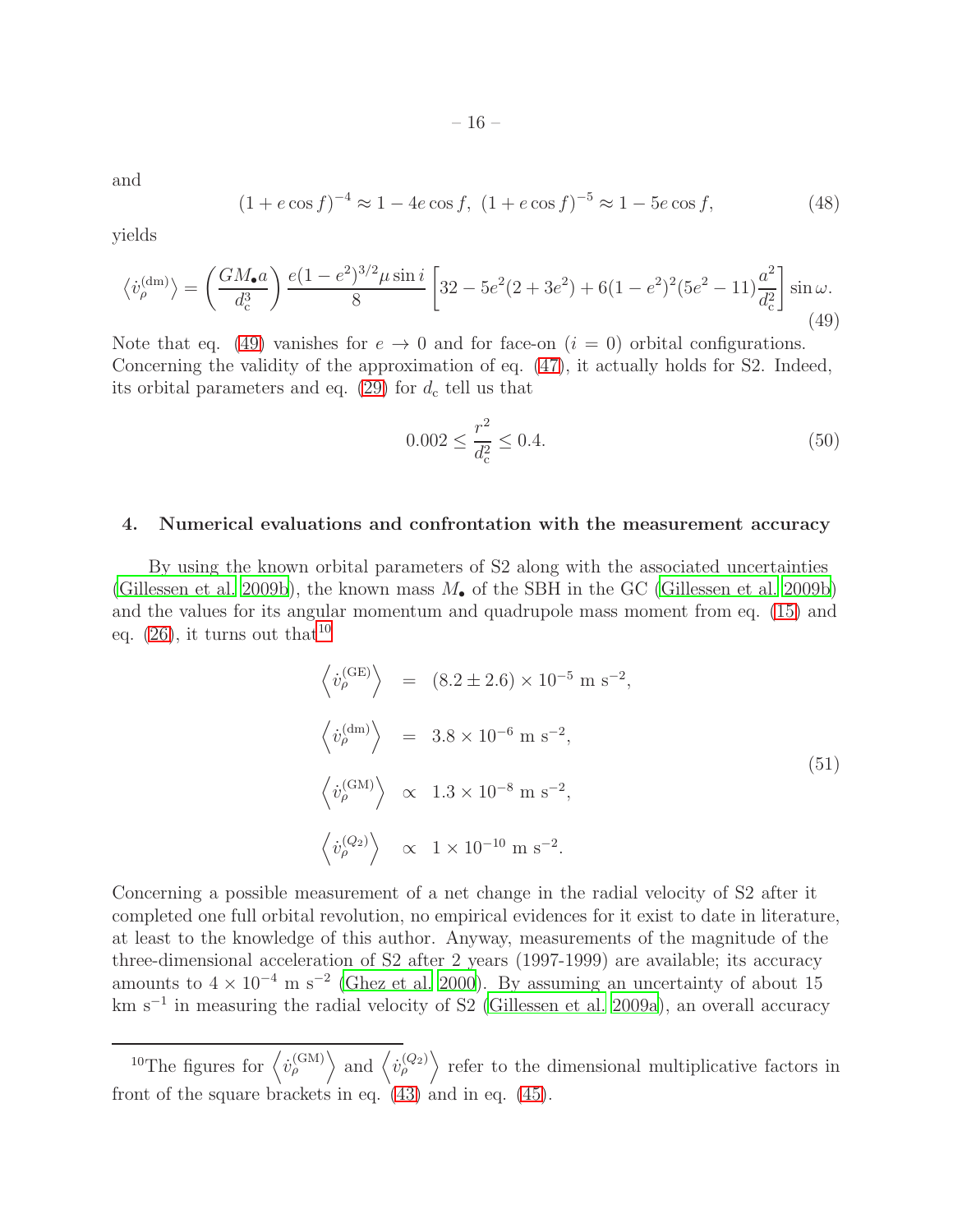and

$$(1 + e\cos f)^{-4} \approx 1 - 4e\cos f,\ (1 + e\cos f)^{-5} \approx 1 - 5e\cos f, \tag{48}$$

yields

$$\left\langle \dot{v}_{\rho}^{(\mathrm{dm})} \right\rangle = \left( \frac{GM_{\bullet} a}{d_{\mathrm{c}}^3} \right) \frac{e(1-e^2)^{3/2}\mu \sin i}{8} \left[ 32 - 5e^2(2+3e^2) + 6(1-e^2)^2(5e^2-11)\frac{a^2}{d_{\mathrm{c}}^2} \right] \sin\omega. \tag{49}$$

Note that eq. (49) vanishes for $e \rightarrow 0$ and for face-on ($i = 0$) orbital configurations. Concerning the validity of the approximation of eq. (47), it actually holds for S2. Indeed, its orbital parameters and eq. (29) for $d_{\mathrm{c}}$ tell us that

$$0.002 \leq \frac{r^2}{d_{\mathrm{c}}^2} \leq 0.4. \tag{50}$$

## 4. Numerical evaluations and confrontation with the measurement accuracy

By using the known orbital parameters of S2 along with the associated uncertainties (Gillessen et al. 2009b), the known mass $M_{\bullet}$ of the SBH in the GC (Gillessen et al. 2009b) and the values for its angular momentum and quadrupole mass moment from eq. (15) and eq. (26), it turns out that[10]

$$\begin{aligned}
\left\langle \dot{v}_{\rho}^{(\mathrm{GE})} \right\rangle &= (8.2 \pm 2.6) \times 10^{-5}\ \mathrm{m\ s^{-2}}, \\
\left\langle \dot{v}_{\rho}^{(\mathrm{dm})} \right\rangle &= 3.8 \times 10^{-6}\ \mathrm{m\ s^{-2}}, \\
\left\langle \dot{v}_{\rho}^{(\mathrm{GM})} \right\rangle &\propto 1.3 \times 10^{-8}\ \mathrm{m\ s^{-2}}, \\
\left\langle \dot{v}_{\rho}^{(Q_2)} \right\rangle &\propto 1 \times 10^{-10}\ \mathrm{m\ s^{-2}}.
\end{aligned} \tag{51}$$

Concerning a possible measurement of a net change in the radial velocity of S2 after it completed one full orbital revolution, no empirical evidences for it exist to date in literature, at least to the knowledge of this author. Anyway, measurements of the magnitude of the three-dimensional acceleration of S2 after 2 years (1997-1999) are available; its accuracy amounts to $4 \times 10^{-4}$ m s$^{-2}$ (Ghez et al. 2000). By assuming an uncertainty of about 15 km s$^{-1}$ in measuring the radial velocity of S2 (Gillessen et al. 2009a), an overall accuracy

[10] The figures for $\left\langle \dot{v}_{\rho}^{(\mathrm{GM})} \right\rangle$ and $\left\langle \dot{v}_{\rho}^{(Q_2)} \right\rangle$ refer to the dimensional multiplicative factors in front of the square brackets in eq. (43) and in eq. (45).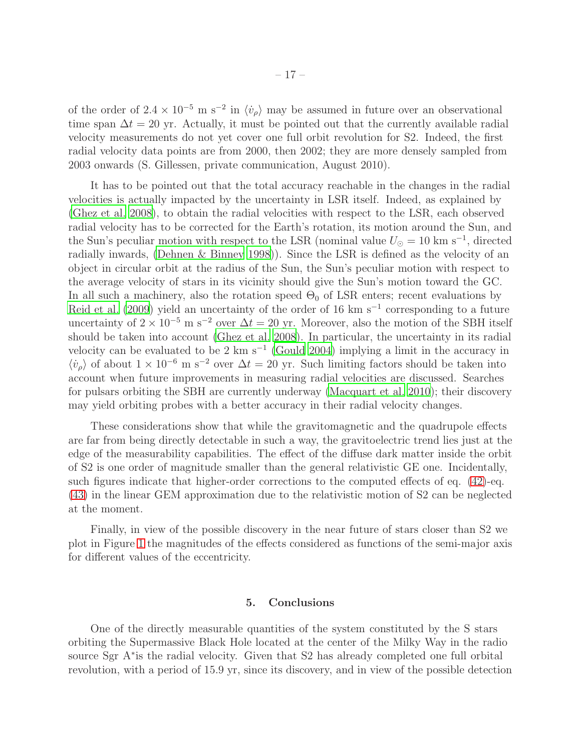of the order of $2.4 \times 10^{-5}$ m s$^{-2}$ in $\langle \dot{v}_\rho \rangle$ may be assumed in future over an observational time span $\Delta t = 20$ yr. Actually, it must be pointed out that the currently available radial velocity measurements do not yet cover one full orbit revolution for S2. Indeed, the first radial velocity data points are from 2000, then 2002; they are more densely sampled from 2003 onwards (S. Gillessen, private communication, August 2010).

It has to be pointed out that the total accuracy reachable in the changes in the radial velocities is actually impacted by the uncertainty in LSR itself. Indeed, as explained by (Ghez et al. 2008), to obtain the radial velocities with respect to the LSR, each observed radial velocity has to be corrected for the Earth's rotation, its motion around the Sun, and the Sun's peculiar motion with respect to the LSR (nominal value $U_\odot = 10$ km s$^{-1}$, directed radially inwards, (Dehnen & Binney 1998)). Since the LSR is defined as the velocity of an object in circular orbit at the radius of the Sun, the Sun's peculiar motion with respect to the average velocity of stars in its vicinity should give the Sun's motion toward the GC. In all such a machinery, also the rotation speed $\Theta_0$ of LSR enters; recent evaluations by Reid et al. (2009) yield an uncertainty of the order of 16 km s$^{-1}$ corresponding to a future uncertainty of $2 \times 10^{-5}$ m s$^{-2}$ over $\Delta t = 20$ yr. Moreover, also the motion of the SBH itself should be taken into account (Ghez et al. 2008). In particular, the uncertainty in its radial velocity can be evaluated to be 2 km s$^{-1}$ (Gould 2004) implying a limit in the accuracy in $\langle \dot{v}_\rho \rangle$ of about $1 \times 10^{-6}$ m s$^{-2}$ over $\Delta t = 20$ yr. Such limiting factors should be taken into account when future improvements in measuring radial velocities are discussed. Searches for pulsars orbiting the SBH are currently underway (Macquart et al. 2010); their discovery may yield orbiting probes with a better accuracy in their radial velocity changes.

These considerations show that while the gravitomagnetic and the quadrupole effects are far from being directly detectable in such a way, the gravitoelectric trend lies just at the edge of the measurability capabilities. The effect of the diffuse dark matter inside the orbit of S2 is one order of magnitude smaller than the general relativistic GE one. Incidentally, such figures indicate that higher-order corrections to the computed effects of eq. (42)-eq. (43) in the linear GEM approximation due to the relativistic motion of S2 can be neglected at the moment.

Finally, in view of the possible discovery in the near future of stars closer than S2 we plot in Figure 1 the magnitudes of the effects considered as functions of the semi-major axis for different values of the eccentricity.

## 5. Conclusions

One of the directly measurable quantities of the system constituted by the S stars orbiting the Supermassive Black Hole located at the center of the Milky Way in the radio source Sgr A*is the radial velocity. Given that S2 has already completed one full orbital revolution, with a period of 15.9 yr, since its discovery, and in view of the possible detection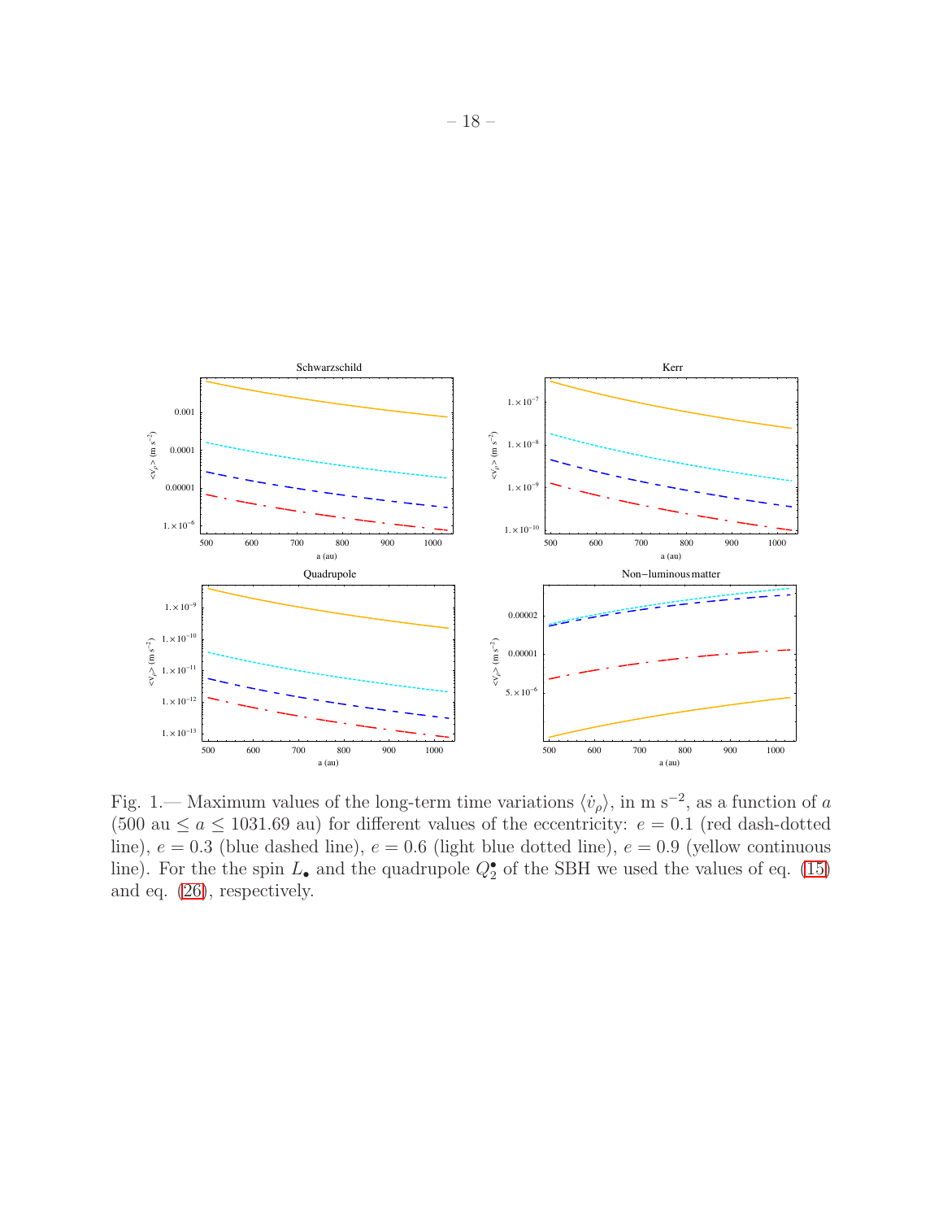Fig. 1.— Maximum values of the long-term time variations $\langle \dot{v}_\rho \rangle$, in m s$^{-2}$, as a function of $a$ (500 au $\leq a \leq$ 1031.69 au) for different values of the eccentricity: $e = 0.1$ (red dash-dotted line), $e = 0.3$ (blue dashed line), $e = 0.6$ (light blue dotted line), $e = 0.9$ (yellow continuous line). For the the spin $L_\bullet$ and the quadrupole $Q_2^\bullet$ of the SBH we used the values of eq. (15) and eq. (26), respectively.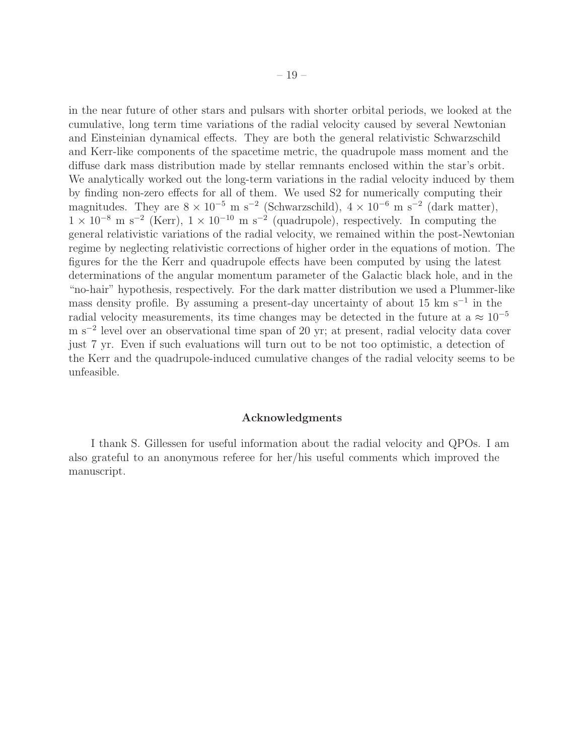in the near future of other stars and pulsars with shorter orbital periods, we looked at the cumulative, long term time variations of the radial velocity caused by several Newtonian and Einsteinian dynamical effects. They are both the general relativistic Schwarzschild and Kerr-like components of the spacetime metric, the quadrupole mass moment and the diffuse dark mass distribution made by stellar remnants enclosed within the star's orbit. We analytically worked out the long-term variations in the radial velocity induced by them by finding non-zero effects for all of them. We used S2 for numerically computing their magnitudes. They are $8 \times 10^{-5}$ m s$^{-2}$ (Schwarzschild), $4 \times 10^{-6}$ m s$^{-2}$ (dark matter), $1 \times 10^{-8}$ m s$^{-2}$ (Kerr), $1 \times 10^{-10}$ m s$^{-2}$ (quadrupole), respectively. In computing the general relativistic variations of the radial velocity, we remained within the post-Newtonian regime by neglecting relativistic corrections of higher order in the equations of motion. The figures for the the Kerr and quadrupole effects have been computed by using the latest determinations of the angular momentum parameter of the Galactic black hole, and in the "no-hair" hypothesis, respectively. For the dark matter distribution we used a Plummer-like mass density profile. By assuming a present-day uncertainty of about 15 km s$^{-1}$ in the radial velocity measurements, its time changes may be detected in the future at a $\approx 10^{-5}$ m s$^{-2}$ level over an observational time span of 20 yr; at present, radial velocity data cover just 7 yr. Even if such evaluations will turn out to be not too optimistic, a detection of the Kerr and the quadrupole-induced cumulative changes of the radial velocity seems to be unfeasible.

## Acknowledgments

I thank S. Gillessen for useful information about the radial velocity and QPOs. I am also grateful to an anonymous referee for her/his useful comments which improved the manuscript.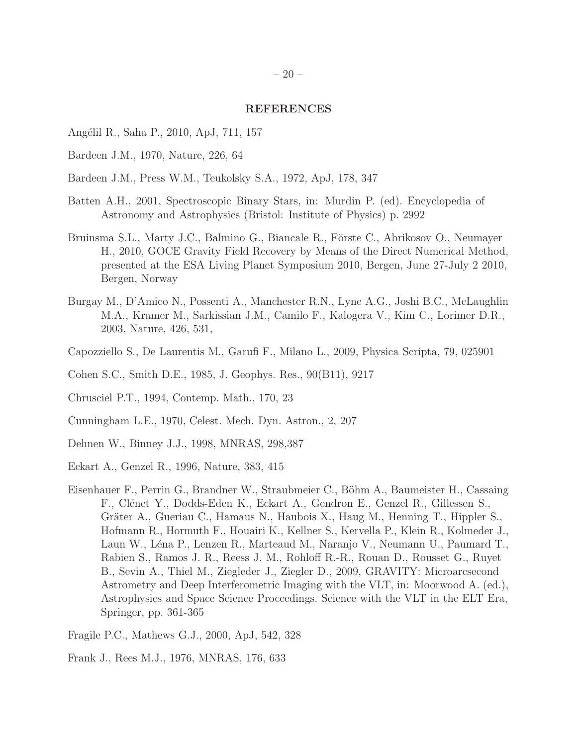## REFERENCES

Angélil R., Saha P., 2010, ApJ, 711, 157

Bardeen J.M., 1970, Nature, 226, 64

Bardeen J.M., Press W.M., Teukolsky S.A., 1972, ApJ, 178, 347

Batten A.H., 2001, Spectroscopic Binary Stars, in: Murdin P. (ed). Encyclopedia of Astronomy and Astrophysics (Bristol: Institute of Physics) p. 2992

Bruinsma S.L., Marty J.C., Balmino G., Biancale R., Förste C., Abrikosov O., Neumayer H., 2010, GOCE Gravity Field Recovery by Means of the Direct Numerical Method, presented at the ESA Living Planet Symposium 2010, Bergen, June 27-July 2 2010, Bergen, Norway

Burgay M., D'Amico N., Possenti A., Manchester R.N., Lyne A.G., Joshi B.C., McLaughlin M.A., Kramer M., Sarkissian J.M., Camilo F., Kalogera V., Kim C., Lorimer D.R., 2003, Nature, 426, 531,

Capozziello S., De Laurentis M., Garufi F., Milano L., 2009, Physica Scripta, 79, 025901

Cohen S.C., Smith D.E., 1985, J. Geophys. Res., 90(B11), 9217

Chrusciel P.T., 1994, Contemp. Math., 170, 23

Cunningham L.E., 1970, Celest. Mech. Dyn. Astron., 2, 207

Dehnen W., Binney J.J., 1998, MNRAS, 298,387

Eckart A., Genzel R., 1996, Nature, 383, 415

Eisenhauer F., Perrin G., Brandner W., Straubmeier C., Böhm A., Baumeister H., Cassaing F., Clénet Y., Dodds-Eden K., Eckart A., Gendron E., Genzel R., Gillessen S., Gräter A., Gueriau C., Hamaus N., Haubois X., Haug M., Henning T., Hippler S., Hofmann R., Hormuth F., Houairi K., Kellner S., Kervella P., Klein R., Kolmeder J., Laun W., Léna P., Lenzen R., Marteaud M., Naranjo V., Neumann U., Paumard T., Rabien S., Ramos J. R., Reess J. M., Rohloff R.-R., Rouan D., Rousset G., Ruyet B., Sevin A., Thiel M., Ziegleder J., Ziegler D., 2009, GRAVITY: Microarcsecond Astrometry and Deep Interferometric Imaging with the VLT, in: Moorwood A. (ed.), Astrophysics and Space Science Proceedings. Science with the VLT in the ELT Era, Springer, pp. 361-365

Fragile P.C., Mathews G.J., 2000, ApJ, 542, 328

Frank J., Rees M.J., 1976, MNRAS, 176, 633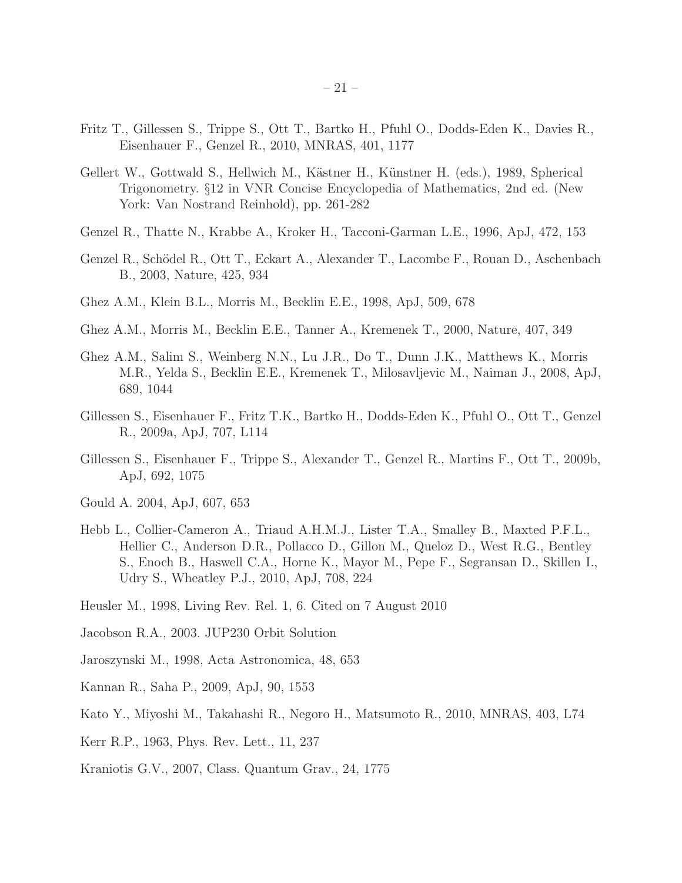Fritz T., Gillessen S., Trippe S., Ott T., Bartko H., Pfuhl O., Dodds-Eden K., Davies R., Eisenhauer F., Genzel R., 2010, MNRAS, 401, 1177

Gellert W., Gottwald S., Hellwich M., Kästner H., Künstner H. (eds.), 1989, Spherical Trigonometry. §12 in VNR Concise Encyclopedia of Mathematics, 2nd ed. (New York: Van Nostrand Reinhold), pp. 261-282

Genzel R., Thatte N., Krabbe A., Kroker H., Tacconi-Garman L.E., 1996, ApJ, 472, 153

Genzel R., Schödel R., Ott T., Eckart A., Alexander T., Lacombe F., Rouan D., Aschenbach B., 2003, Nature, 425, 934

Ghez A.M., Klein B.L., Morris M., Becklin E.E., 1998, ApJ, 509, 678

Ghez A.M., Morris M., Becklin E.E., Tanner A., Kremenek T., 2000, Nature, 407, 349

Ghez A.M., Salim S., Weinberg N.N., Lu J.R., Do T., Dunn J.K., Matthews K., Morris M.R., Yelda S., Becklin E.E., Kremenek T., Milosavljevic M., Naiman J., 2008, ApJ, 689, 1044

Gillessen S., Eisenhauer F., Fritz T.K., Bartko H., Dodds-Eden K., Pfuhl O., Ott T., Genzel R., 2009a, ApJ, 707, L114

Gillessen S., Eisenhauer F., Trippe S., Alexander T., Genzel R., Martins F., Ott T., 2009b, ApJ, 692, 1075

Gould A. 2004, ApJ, 607, 653

Hebb L., Collier-Cameron A., Triaud A.H.M.J., Lister T.A., Smalley B., Maxted P.F.L., Hellier C., Anderson D.R., Pollacco D., Gillon M., Queloz D., West R.G., Bentley S., Enoch B., Haswell C.A., Horne K., Mayor M., Pepe F., Segransan D., Skillen I., Udry S., Wheatley P.J., 2010, ApJ, 708, 224

Heusler M., 1998, Living Rev. Rel. 1, 6. Cited on 7 August 2010

Jacobson R.A., 2003. JUP230 Orbit Solution

Jaroszynski M., 1998, Acta Astronomica, 48, 653

Kannan R., Saha P., 2009, ApJ, 90, 1553

Kato Y., Miyoshi M., Takahashi R., Negoro H., Matsumoto R., 2010, MNRAS, 403, L74

Kerr R.P., 1963, Phys. Rev. Lett., 11, 237

Kraniotis G.V., 2007, Class. Quantum Grav., 24, 1775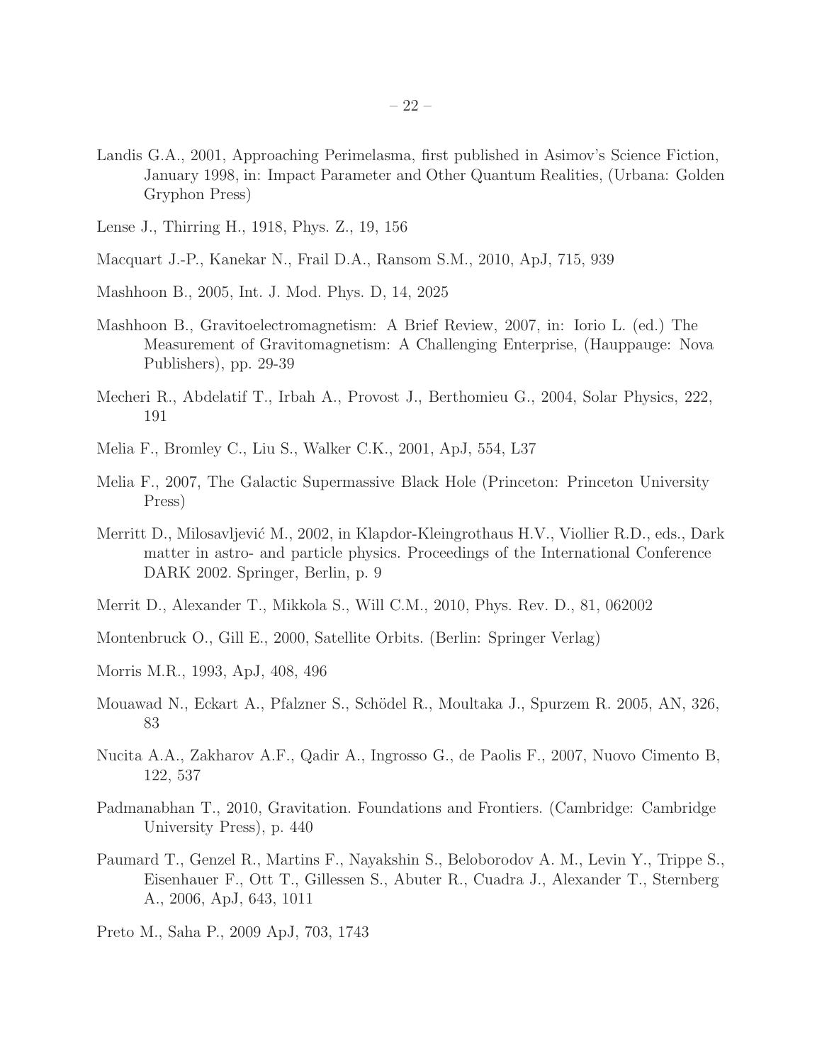Landis G.A., 2001, Approaching Perimelasma, first published in Asimov's Science Fiction, January 1998, in: Impact Parameter and Other Quantum Realities, (Urbana: Golden Gryphon Press)

Lense J., Thirring H., 1918, Phys. Z., 19, 156

Macquart J.-P., Kanekar N., Frail D.A., Ransom S.M., 2010, ApJ, 715, 939

Mashhoon B., 2005, Int. J. Mod. Phys. D, 14, 2025

Mashhoon B., Gravitoelectromagnetism: A Brief Review, 2007, in: Iorio L. (ed.) The Measurement of Gravitomagnetism: A Challenging Enterprise, (Hauppauge: Nova Publishers), pp. 29-39

Mecheri R., Abdelatif T., Irbah A., Provost J., Berthomieu G., 2004, Solar Physics, 222, 191

Melia F., Bromley C., Liu S., Walker C.K., 2001, ApJ, 554, L37

Melia F., 2007, The Galactic Supermassive Black Hole (Princeton: Princeton University Press)

Merritt D., Milosavljević M., 2002, in Klapdor-Kleingrothaus H.V., Viollier R.D., eds., Dark matter in astro- and particle physics. Proceedings of the International Conference DARK 2002. Springer, Berlin, p. 9

Merrit D., Alexander T., Mikkola S., Will C.M., 2010, Phys. Rev. D., 81, 062002

Montenbruck O., Gill E., 2000, Satellite Orbits. (Berlin: Springer Verlag)

Morris M.R., 1993, ApJ, 408, 496

Mouawad N., Eckart A., Pfalzner S., Schödel R., Moultaka J., Spurzem R. 2005, AN, 326, 83

Nucita A.A., Zakharov A.F., Qadir A., Ingrosso G., de Paolis F., 2007, Nuovo Cimento B, 122, 537

Padmanabhan T., 2010, Gravitation. Foundations and Frontiers. (Cambridge: Cambridge University Press), p. 440

Paumard T., Genzel R., Martins F., Nayakshin S., Beloborodov A. M., Levin Y., Trippe S., Eisenhauer F., Ott T., Gillessen S., Abuter R., Cuadra J., Alexander T., Sternberg A., 2006, ApJ, 643, 1011

Preto M., Saha P., 2009 ApJ, 703, 1743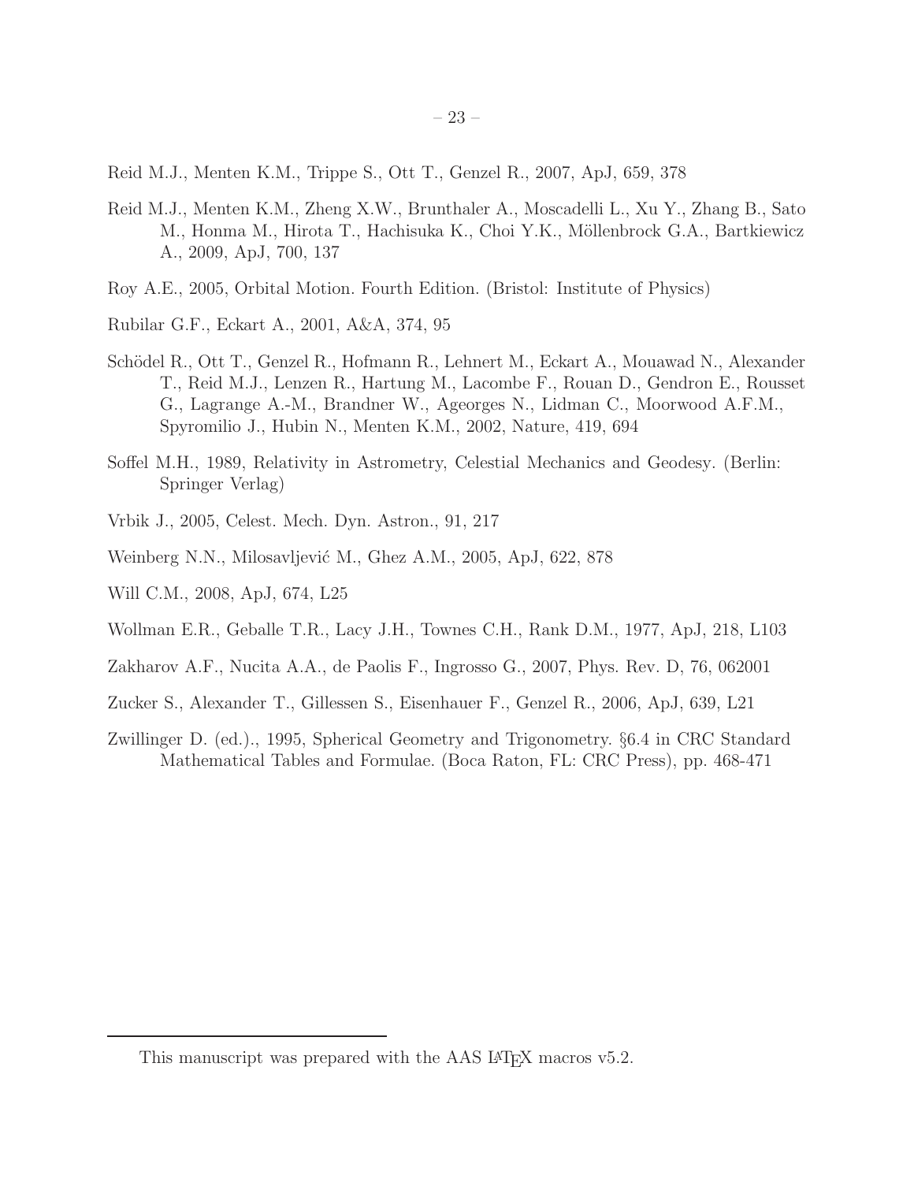Reid M.J., Menten K.M., Trippe S., Ott T., Genzel R., 2007, ApJ, 659, 378

Reid M.J., Menten K.M., Zheng X.W., Brunthaler A., Moscadelli L., Xu Y., Zhang B., Sato M., Honma M., Hirota T., Hachisuka K., Choi Y.K., Möllenbrock G.A., Bartkiewicz A., 2009, ApJ, 700, 137

Roy A.E., 2005, Orbital Motion. Fourth Edition. (Bristol: Institute of Physics)

Rubilar G.F., Eckart A., 2001, A&A, 374, 95

Schödel R., Ott T., Genzel R., Hofmann R., Lehnert M., Eckart A., Mouawad N., Alexander T., Reid M.J., Lenzen R., Hartung M., Lacombe F., Rouan D., Gendron E., Rousset G., Lagrange A.-M., Brandner W., Ageorges N., Lidman C., Moorwood A.F.M., Spyromilio J., Hubin N., Menten K.M., 2002, Nature, 419, 694

Soffel M.H., 1989, Relativity in Astrometry, Celestial Mechanics and Geodesy. (Berlin: Springer Verlag)

Vrbik J., 2005, Celest. Mech. Dyn. Astron., 91, 217

Weinberg N.N., Milosavljević M., Ghez A.M., 2005, ApJ, 622, 878

Will C.M., 2008, ApJ, 674, L25

Wollman E.R., Geballe T.R., Lacy J.H., Townes C.H., Rank D.M., 1977, ApJ, 218, L103

Zakharov A.F., Nucita A.A., de Paolis F., Ingrosso G., 2007, Phys. Rev. D, 76, 062001

Zucker S., Alexander T., Gillessen S., Eisenhauer F., Genzel R., 2006, ApJ, 639, L21

Zwillinger D. (ed.)., 1995, Spherical Geometry and Trigonometry. §6.4 in CRC Standard Mathematical Tables and Formulae. (Boca Raton, FL: CRC Press), pp. 468-471

---

This manuscript was prepared with the AAS LaTeX macros v5.2.